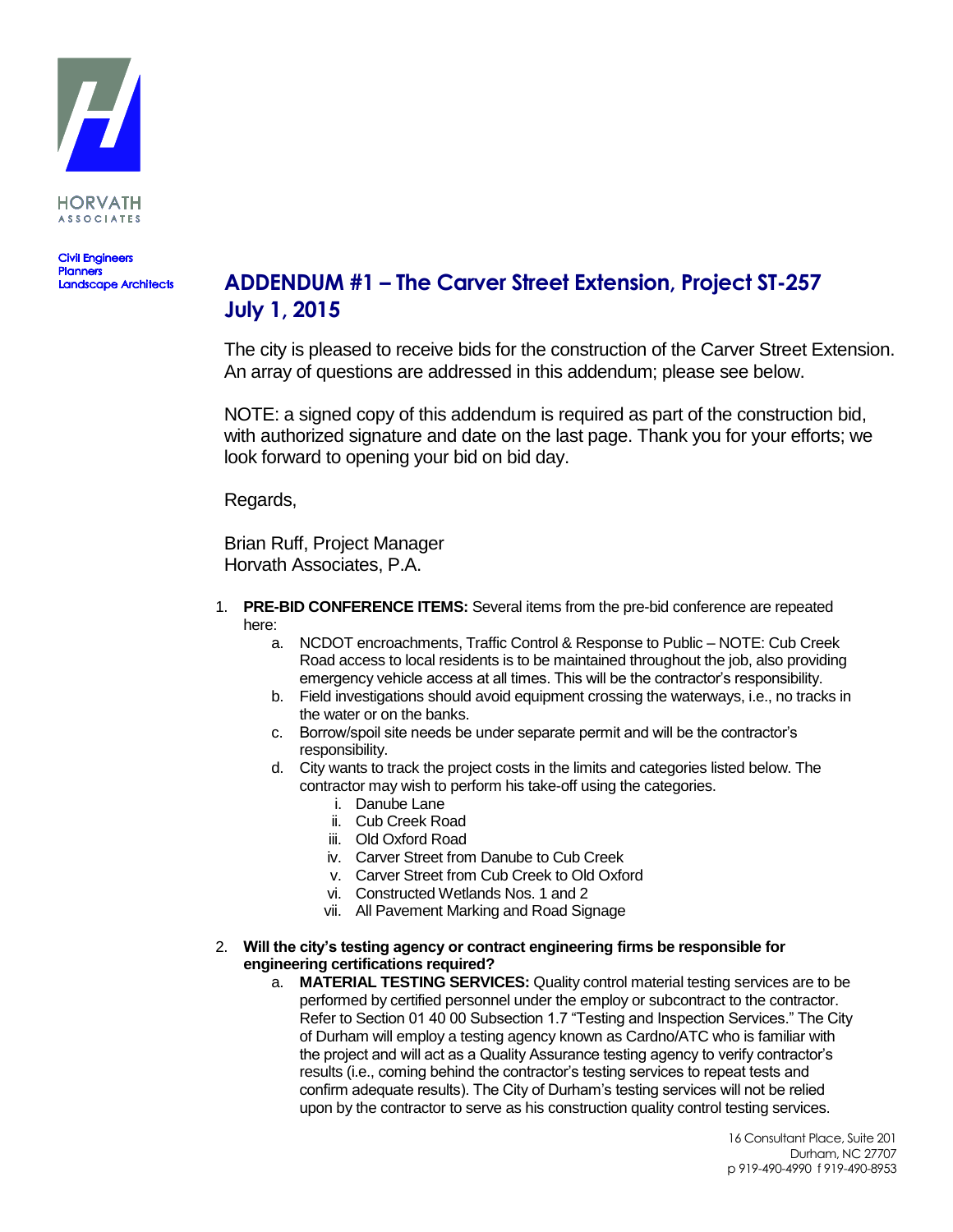HORVATH ASSOCIATES

Civil Engineers
Planners
Landscape Architects

# ADDENDUM #1 – The Carver Street Extension, Project ST-257
## July 1, 2015

The city is pleased to receive bids for the construction of the Carver Street Extension. An array of questions are addressed in this addendum; please see below.

NOTE: a signed copy of this addendum is required as part of the construction bid, with authorized signature and date on the last page. Thank you for your efforts; we look forward to opening your bid on bid day.

Regards,

Brian Ruff, Project Manager
Horvath Associates, P.A.

1. **PRE-BID CONFERENCE ITEMS:** Several items from the pre-bid conference are repeated here:
   a. NCDOT encroachments, Traffic Control & Response to Public – NOTE: Cub Creek Road access to local residents is to be maintained throughout the job, also providing emergency vehicle access at all times. This will be the contractor's responsibility.
   b. Field investigations should avoid equipment crossing the waterways, i.e., no tracks in the water or on the banks.
   c. Borrow/spoil site needs be under separate permit and will be the contractor's responsibility.
   d. City wants to track the project costs in the limits and categories listed below. The contractor may wish to perform his take-off using the categories.
      i. Danube Lane
      ii. Cub Creek Road
      iii. Old Oxford Road
      iv. Carver Street from Danube to Cub Creek
      v. Carver Street from Cub Creek to Old Oxford
      vi. Constructed Wetlands Nos. 1 and 2
      vii. All Pavement Marking and Road Signage

2. **Will the city's testing agency or contract engineering firms be responsible for engineering certifications required?**
   a. **MATERIAL TESTING SERVICES:** Quality control material testing services are to be performed by certified personnel under the employ or subcontract to the contractor. Refer to Section 01 40 00 Subsection 1.7 "Testing and Inspection Services." The City of Durham will employ a testing agency known as Cardno/ATC who is familiar with the project and will act as a Quality Assurance testing agency to verify contractor's results (i.e., coming behind the contractor's testing services to repeat tests and confirm adequate results). The City of Durham's testing services will not be relied upon by the contractor to serve as his construction quality control testing services.

16 Consultant Place, Suite 201
Durham, NC 27707
p 919-490-4990 f 919-490-8953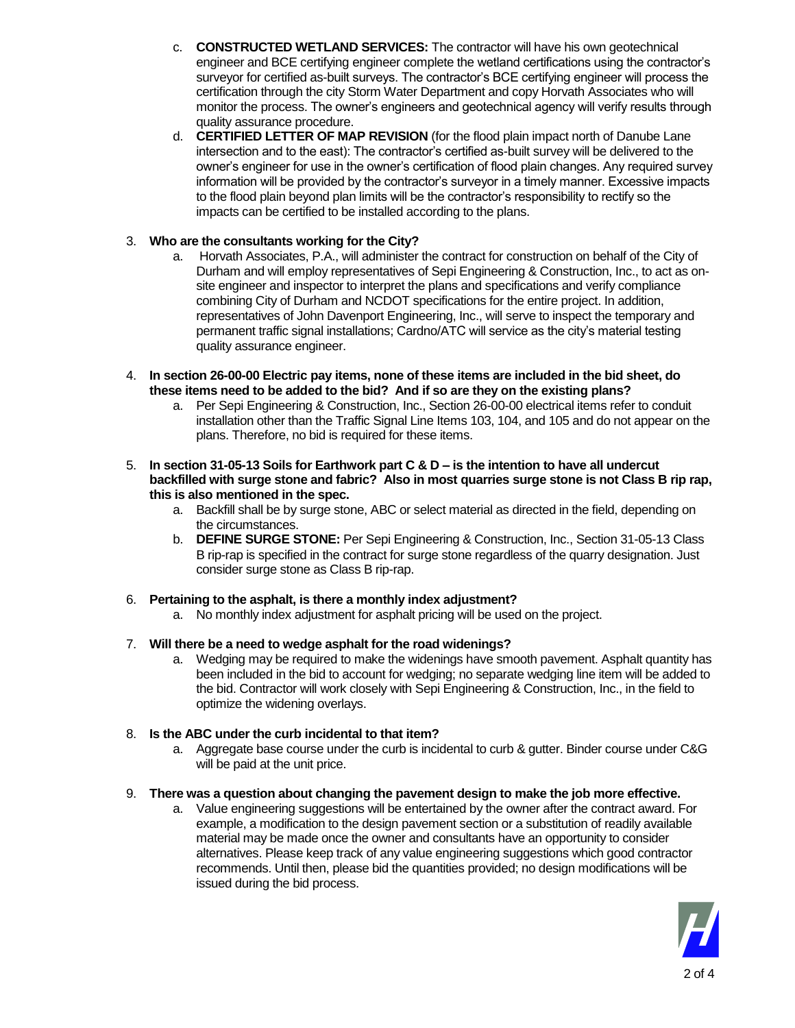c. **CONSTRUCTED WETLAND SERVICES:** The contractor will have his own geotechnical engineer and BCE certifying engineer complete the wetland certifications using the contractor's surveyor for certified as-built surveys. The contractor's BCE certifying engineer will process the certification through the city Storm Water Department and copy Horvath Associates who will monitor the process. The owner's engineers and geotechnical agency will verify results through quality assurance procedure.
   d. **CERTIFIED LETTER OF MAP REVISION** (for the flood plain impact north of Danube Lane intersection and to the east): The contractor's certified as-built survey will be delivered to the owner's engineer for use in the owner's certification of flood plain changes. Any required survey information will be provided by the contractor's surveyor in a timely manner. Excessive impacts to the flood plain beyond plan limits will be the contractor's responsibility to rectify so the impacts can be certified to be installed according to the plans.

3. **Who are the consultants working for the City?**
   a. Horvath Associates, P.A., will administer the contract for construction on behalf of the City of Durham and will employ representatives of Sepi Engineering & Construction, Inc., to act as on-site engineer and inspector to interpret the plans and specifications and verify compliance combining City of Durham and NCDOT specifications for the entire project. In addition, representatives of John Davenport Engineering, Inc., will serve to inspect the temporary and permanent traffic signal installations; Cardno/ATC will service as the city's material testing quality assurance engineer.

4. **In section 26-00-00 Electric pay items, none of these items are included in the bid sheet, do these items need to be added to the bid? And if so are they on the existing plans?**
   a. Per Sepi Engineering & Construction, Inc., Section 26-00-00 electrical items refer to conduit installation other than the Traffic Signal Line Items 103, 104, and 105 and do not appear on the plans. Therefore, no bid is required for these items.

5. **In section 31-05-13 Soils for Earthwork part C & D – is the intention to have all undercut backfilled with surge stone and fabric? Also in most quarries surge stone is not Class B rip rap, this is also mentioned in the spec.**
   a. Backfill shall be by surge stone, ABC or select material as directed in the field, depending on the circumstances.
   b. **DEFINE SURGE STONE:** Per Sepi Engineering & Construction, Inc., Section 31-05-13 Class B rip-rap is specified in the contract for surge stone regardless of the quarry designation. Just consider surge stone as Class B rip-rap.

6. **Pertaining to the asphalt, is there a monthly index adjustment?**
   a. No monthly index adjustment for asphalt pricing will be used on the project.

7. **Will there be a need to wedge asphalt for the road widenings?**
   a. Wedging may be required to make the widenings have smooth pavement. Asphalt quantity has been included in the bid to account for wedging; no separate wedging line item will be added to the bid. Contractor will work closely with Sepi Engineering & Construction, Inc., in the field to optimize the widening overlays.

8. **Is the ABC under the curb incidental to that item?**
   a. Aggregate base course under the curb is incidental to curb & gutter. Binder course under C&G will be paid at the unit price.

9. **There was a question about changing the pavement design to make the job more effective.**
   a. Value engineering suggestions will be entertained by the owner after the contract award. For example, a modification to the design pavement section or a substitution of readily available material may be made once the owner and consultants have an opportunity to consider alternatives. Please keep track of any value engineering suggestions which good contractor recommends. Until then, please bid the quantities provided; no design modifications will be issued during the bid process.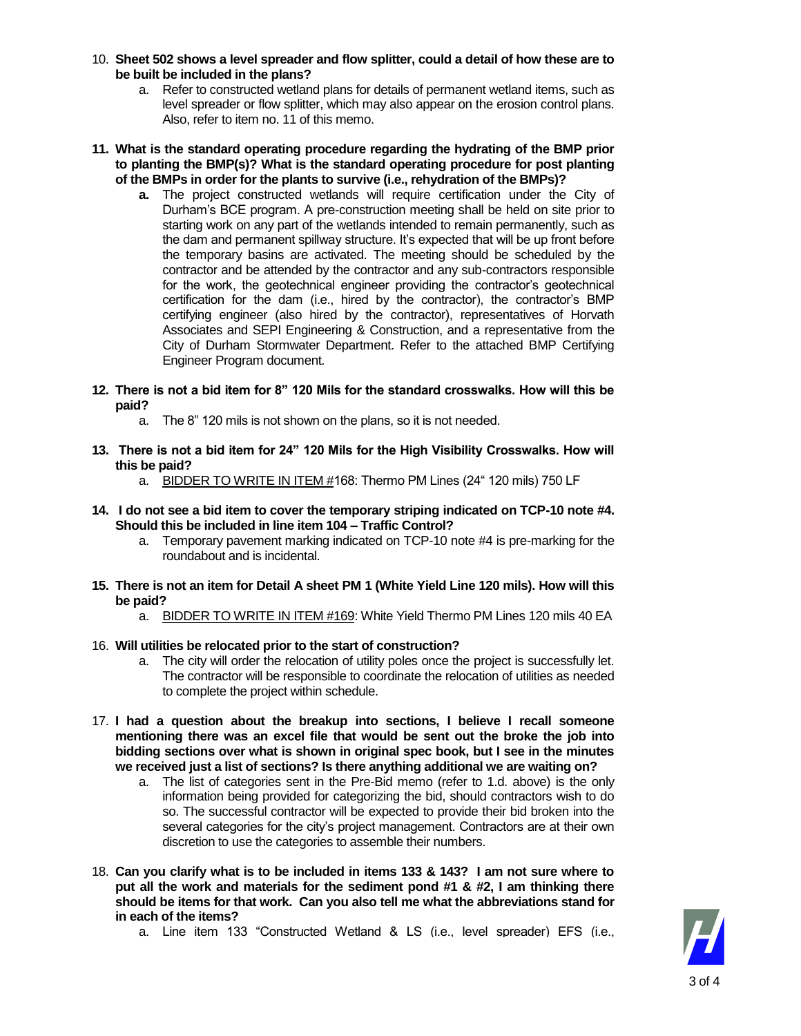10. **Sheet 502 shows a level spreader and flow splitter, could a detail of how these are to be built be included in the plans?**
    a. Refer to constructed wetland plans for details of permanent wetland items, such as level spreader or flow splitter, which may also appear on the erosion control plans. Also, refer to item no. 11 of this memo.

11. **What is the standard operating procedure regarding the hydrating of the BMP prior to planting the BMP(s)? What is the standard operating procedure for post planting of the BMPs in order for the plants to survive (i.e., rehydration of the BMPs)?**
    **a.** The project constructed wetlands will require certification under the City of Durham's BCE program. A pre-construction meeting shall be held on site prior to starting work on any part of the wetlands intended to remain permanently, such as the dam and permanent spillway structure. It's expected that will be up front before the temporary basins are activated. The meeting should be scheduled by the contractor and be attended by the contractor and any sub-contractors responsible for the work, the geotechnical engineer providing the contractor's geotechnical certification for the dam (i.e., hired by the contractor), the contractor's BMP certifying engineer (also hired by the contractor), representatives of Horvath Associates and SEPI Engineering & Construction, and a representative from the City of Durham Stormwater Department. Refer to the attached BMP Certifying Engineer Program document.

12. **There is not a bid item for 8" 120 Mils for the standard crosswalks. How will this be paid?**
    a. The 8" 120 mils is not shown on the plans, so it is not needed.

13. **There is not a bid item for 24" 120 Mils for the High Visibility Crosswalks. How will this be paid?**
    a. <u>BIDDER TO WRITE IN ITEM #</u>168: Thermo PM Lines (24" 120 mils) 750 LF

14. **I do not see a bid item to cover the temporary striping indicated on TCP-10 note #4. Should this be included in line item 104 – Traffic Control?**
    a. Temporary pavement marking indicated on TCP-10 note #4 is pre-marking for the roundabout and is incidental.

15. **There is not an item for Detail A sheet PM 1 (White Yield Line 120 mils). How will this be paid?**
    a. <u>BIDDER TO WRITE IN ITEM #169</u>: White Yield Thermo PM Lines 120 mils 40 EA

16. **Will utilities be relocated prior to the start of construction?**
    a. The city will order the relocation of utility poles once the project is successfully let. The contractor will be responsible to coordinate the relocation of utilities as needed to complete the project within schedule.

17. **I had a question about the breakup into sections, I believe I recall someone mentioning there was an excel file that would be sent out the broke the job into bidding sections over what is shown in original spec book, but I see in the minutes we received just a list of sections? Is there anything additional we are waiting on?**
    a. The list of categories sent in the Pre-Bid memo (refer to 1.d. above) is the only information being provided for categorizing the bid, should contractors wish to do so. The successful contractor will be expected to provide their bid broken into the several categories for the city's project management. Contractors are at their own discretion to use the categories to assemble their numbers.

18. **Can you clarify what is to be included in items 133 & 143? I am not sure where to put all the work and materials for the sediment pond #1 & #2, I am thinking there should be items for that work. Can you also tell me what the abbreviations stand for in each of the items?**
    a. Line item 133 "Constructed Wetland & LS (i.e., level spreader) EFS (i.e.,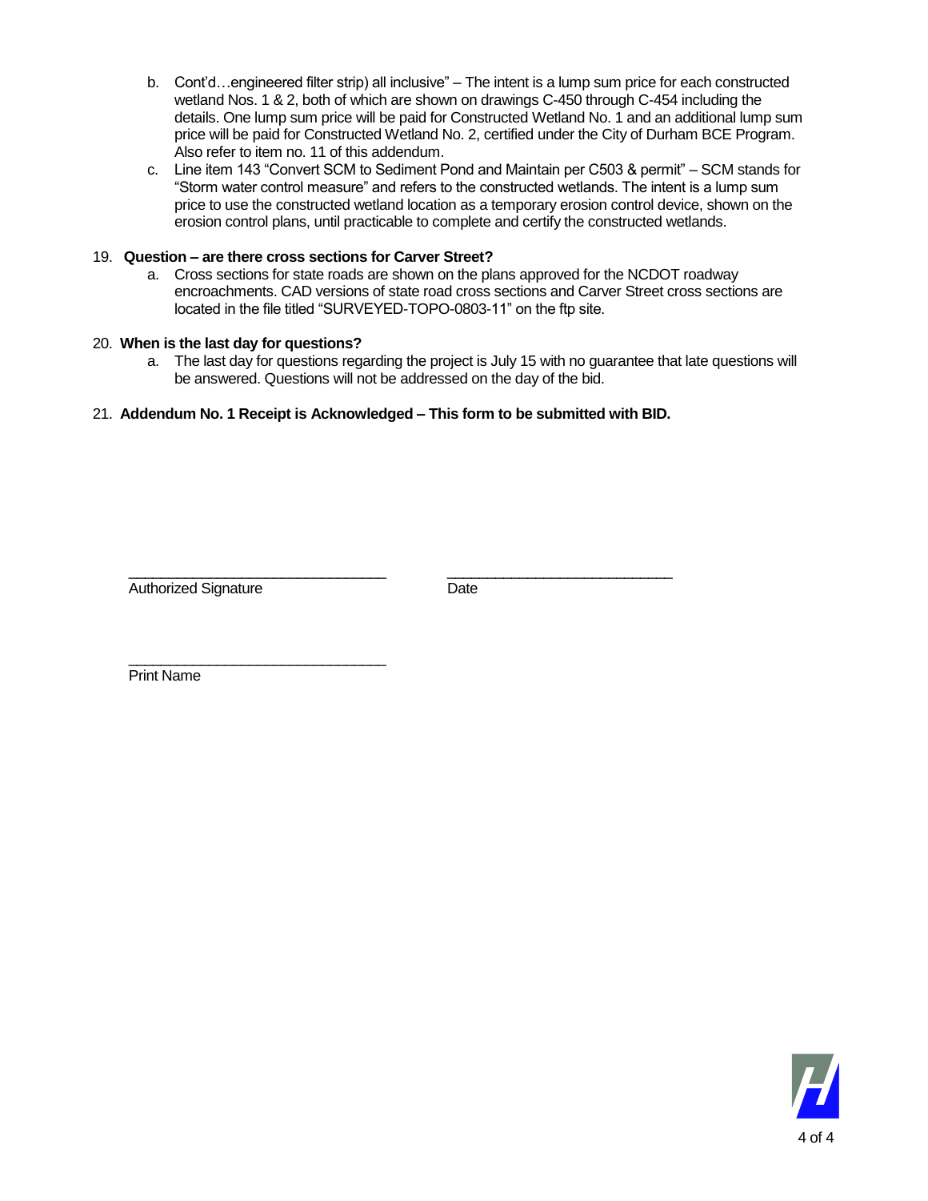b. Cont'd…engineered filter strip) all inclusive" – The intent is a lump sum price for each constructed wetland Nos. 1 & 2, both of which are shown on drawings C-450 through C-454 including the details. One lump sum price will be paid for Constructed Wetland No. 1 and an additional lump sum price will be paid for Constructed Wetland No. 2, certified under the City of Durham BCE Program. Also refer to item no. 11 of this addendum.

c. Line item 143 "Convert SCM to Sediment Pond and Maintain per C503 & permit" – SCM stands for "Storm water control measure" and refers to the constructed wetlands. The intent is a lump sum price to use the constructed wetland location as a temporary erosion control device, shown on the erosion control plans, until practicable to complete and certify the constructed wetlands.

19. **Question – are there cross sections for Carver Street?**
    a. Cross sections for state roads are shown on the plans approved for the NCDOT roadway encroachments. CAD versions of state road cross sections and Carver Street cross sections are located in the file titled "SURVEYED-TOPO-0803-11" on the ftp site.

20. **When is the last day for questions?**
    a. The last day for questions regarding the project is July 15 with no guarantee that late questions will be answered. Questions will not be addressed on the day of the bid.

21. **Addendum No. 1 Receipt is Acknowledged – This form to be submitted with BID.**

_______________________________ _____________________________
Authorized Signature Date

_______________________________
Print Name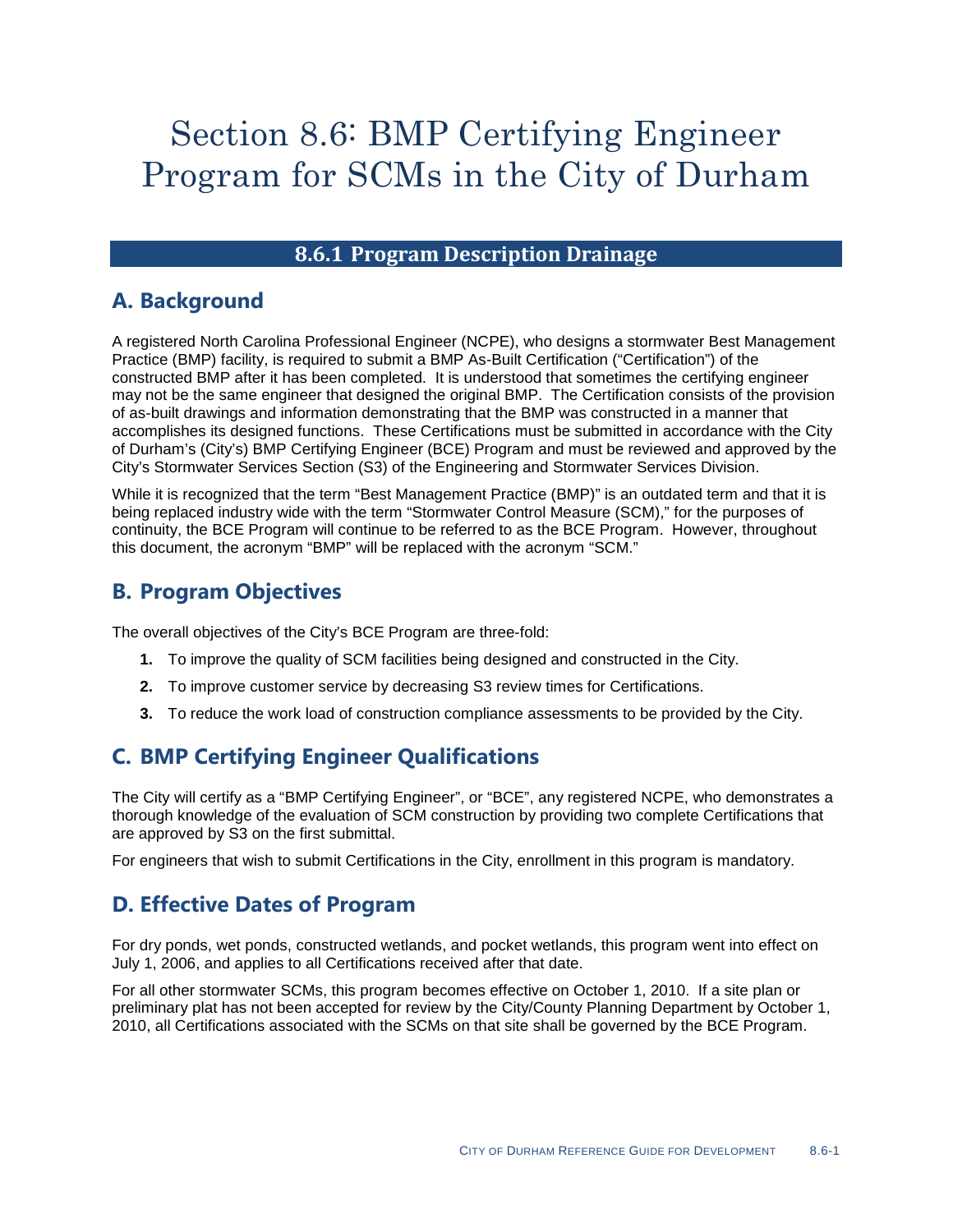# Section 8.6: BMP Certifying Engineer Program for SCMs in the City of Durham

## 8.6.1 Program Description Drainage

### A. Background

A registered North Carolina Professional Engineer (NCPE), who designs a stormwater Best Management Practice (BMP) facility, is required to submit a BMP As-Built Certification ("Certification") of the constructed BMP after it has been completed. It is understood that sometimes the certifying engineer may not be the same engineer that designed the original BMP. The Certification consists of the provision of as-built drawings and information demonstrating that the BMP was constructed in a manner that accomplishes its designed functions. These Certifications must be submitted in accordance with the City of Durham's (City's) BMP Certifying Engineer (BCE) Program and must be reviewed and approved by the City's Stormwater Services Section (S3) of the Engineering and Stormwater Services Division.

While it is recognized that the term "Best Management Practice (BMP)" is an outdated term and that it is being replaced industry wide with the term "Stormwater Control Measure (SCM)," for the purposes of continuity, the BCE Program will continue to be referred to as the BCE Program. However, throughout this document, the acronym "BMP" will be replaced with the acronym "SCM."

### B. Program Objectives

The overall objectives of the City's BCE Program are three-fold:

1. To improve the quality of SCM facilities being designed and constructed in the City.
2. To improve customer service by decreasing S3 review times for Certifications.
3. To reduce the work load of construction compliance assessments to be provided by the City.

### C. BMP Certifying Engineer Qualifications

The City will certify as a "BMP Certifying Engineer", or "BCE", any registered NCPE, who demonstrates a thorough knowledge of the evaluation of SCM construction by providing two complete Certifications that are approved by S3 on the first submittal.

For engineers that wish to submit Certifications in the City, enrollment in this program is mandatory.

### D. Effective Dates of Program

For dry ponds, wet ponds, constructed wetlands, and pocket wetlands, this program went into effect on July 1, 2006, and applies to all Certifications received after that date.

For all other stormwater SCMs, this program becomes effective on October 1, 2010. If a site plan or preliminary plat has not been accepted for review by the City/County Planning Department by October 1, 2010, all Certifications associated with the SCMs on that site shall be governed by the BCE Program.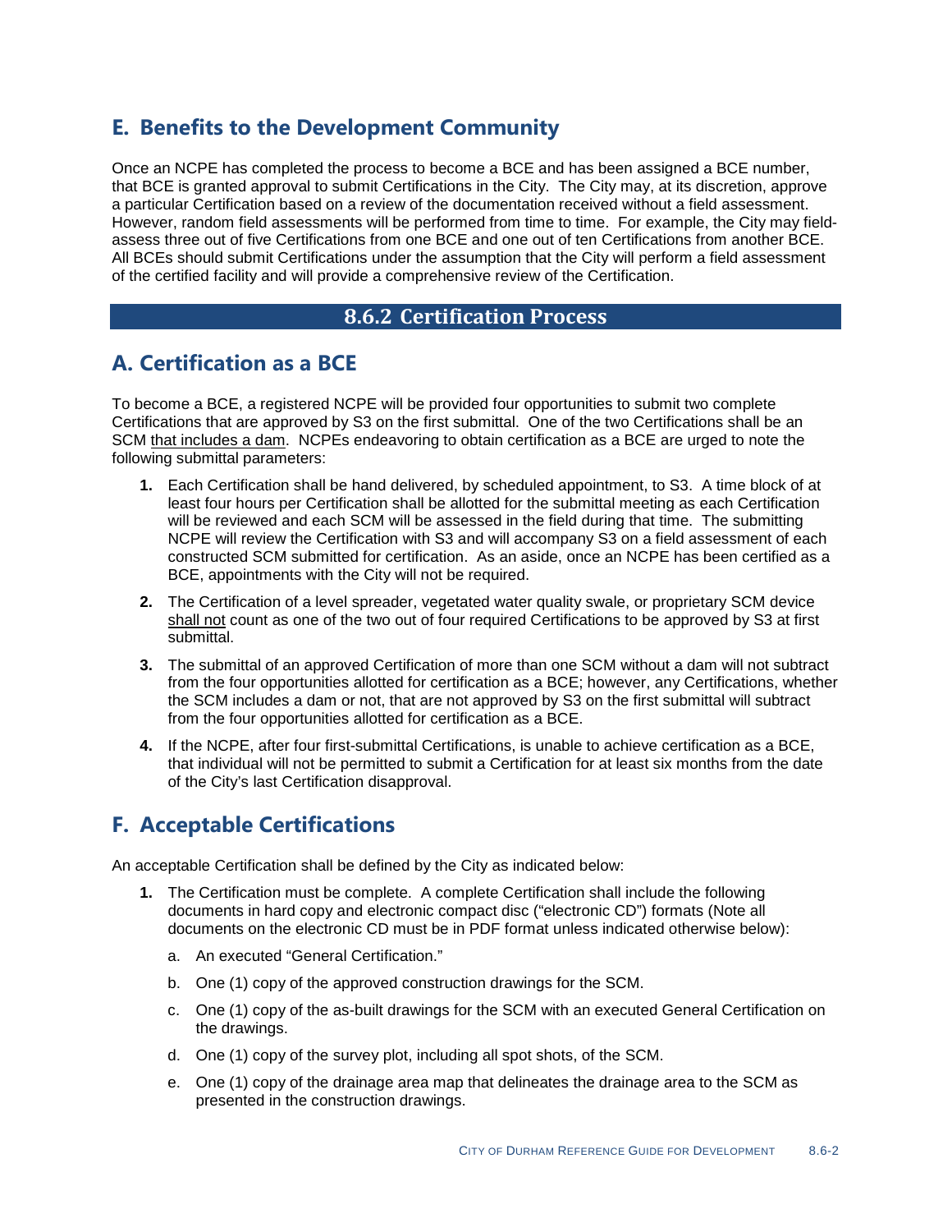## E. Benefits to the Development Community

Once an NCPE has completed the process to become a BCE and has been assigned a BCE number, that BCE is granted approval to submit Certifications in the City. The City may, at its discretion, approve a particular Certification based on a review of the documentation received without a field assessment. However, random field assessments will be performed from time to time. For example, the City may field-assess three out of five Certifications from one BCE and one out of ten Certifications from another BCE. All BCEs should submit Certifications under the assumption that the City will perform a field assessment of the certified facility and will provide a comprehensive review of the Certification.

# 8.6.2 Certification Process

## A. Certification as a BCE

To become a BCE, a registered NCPE will be provided four opportunities to submit two complete Certifications that are approved by S3 on the first submittal. One of the two Certifications shall be an SCM <u>that includes a dam</u>. NCPEs endeavoring to obtain certification as a BCE are urged to note the following submittal parameters:

1. Each Certification shall be hand delivered, by scheduled appointment, to S3. A time block of at least four hours per Certification shall be allotted for the submittal meeting as each Certification will be reviewed and each SCM will be assessed in the field during that time. The submitting NCPE will review the Certification with S3 and will accompany S3 on a field assessment of each constructed SCM submitted for certification. As an aside, once an NCPE has been certified as a BCE, appointments with the City will not be required.
2. The Certification of a level spreader, vegetated water quality swale, or proprietary SCM device <u>shall not</u> count as one of the two out of four required Certifications to be approved by S3 at first submittal.
3. The submittal of an approved Certification of more than one SCM without a dam will not subtract from the four opportunities allotted for certification as a BCE; however, any Certifications, whether the SCM includes a dam or not, that are not approved by S3 on the first submittal will subtract from the four opportunities allotted for certification as a BCE.
4. If the NCPE, after four first-submittal Certifications, is unable to achieve certification as a BCE, that individual will not be permitted to submit a Certification for at least six months from the date of the City's last Certification disapproval.

## F. Acceptable Certifications

An acceptable Certification shall be defined by the City as indicated below:

1. The Certification must be complete. A complete Certification shall include the following documents in hard copy and electronic compact disc ("electronic CD") formats (Note all documents on the electronic CD must be in PDF format unless indicated otherwise below):
   a. An executed "General Certification."
   b. One (1) copy of the approved construction drawings for the SCM.
   c. One (1) copy of the as-built drawings for the SCM with an executed General Certification on the drawings.
   d. One (1) copy of the survey plot, including all spot shots, of the SCM.
   e. One (1) copy of the drainage area map that delineates the drainage area to the SCM as presented in the construction drawings.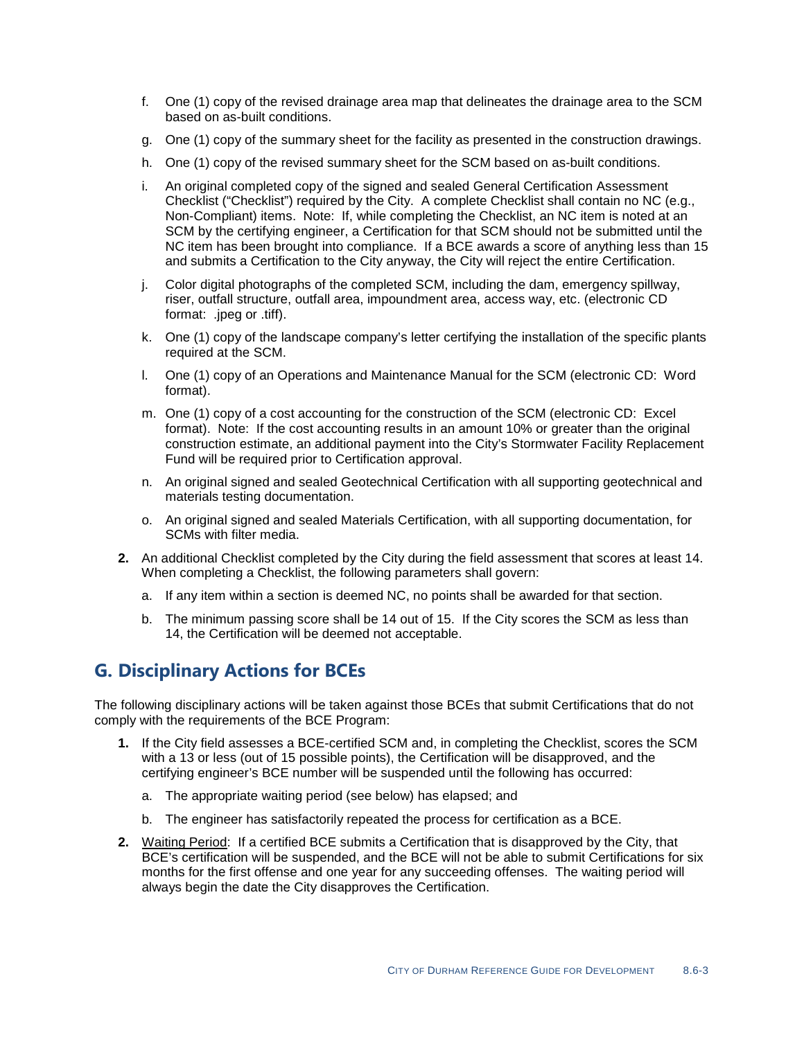f. One (1) copy of the revised drainage area map that delineates the drainage area to the SCM based on as-built conditions.

g. One (1) copy of the summary sheet for the facility as presented in the construction drawings.

h. One (1) copy of the revised summary sheet for the SCM based on as-built conditions.

i. An original completed copy of the signed and sealed General Certification Assessment Checklist ("Checklist") required by the City. A complete Checklist shall contain no NC (e.g., Non-Compliant) items. Note: If, while completing the Checklist, an NC item is noted at an SCM by the certifying engineer, a Certification for that SCM should not be submitted until the NC item has been brought into compliance. If a BCE awards a score of anything less than 15 and submits a Certification to the City anyway, the City will reject the entire Certification.

j. Color digital photographs of the completed SCM, including the dam, emergency spillway, riser, outfall structure, outfall area, impoundment area, access way, etc. (electronic CD format: .jpeg or .tiff).

k. One (1) copy of the landscape company's letter certifying the installation of the specific plants required at the SCM.

l. One (1) copy of an Operations and Maintenance Manual for the SCM (electronic CD: Word format).

m. One (1) copy of a cost accounting for the construction of the SCM (electronic CD: Excel format). Note: If the cost accounting results in an amount 10% or greater than the original construction estimate, an additional payment into the City's Stormwater Facility Replacement Fund will be required prior to Certification approval.

n. An original signed and sealed Geotechnical Certification with all supporting geotechnical and materials testing documentation.

o. An original signed and sealed Materials Certification, with all supporting documentation, for SCMs with filter media.

**2.** An additional Checklist completed by the City during the field assessment that scores at least 14. When completing a Checklist, the following parameters shall govern:

   a. If any item within a section is deemed NC, no points shall be awarded for that section.

   b. The minimum passing score shall be 14 out of 15. If the City scores the SCM as less than 14, the Certification will be deemed not acceptable.

## G. Disciplinary Actions for BCEs

The following disciplinary actions will be taken against those BCEs that submit Certifications that do not comply with the requirements of the BCE Program:

**1.** If the City field assesses a BCE-certified SCM and, in completing the Checklist, scores the SCM with a 13 or less (out of 15 possible points), the Certification will be disapproved, and the certifying engineer's BCE number will be suspended until the following has occurred:

   a. The appropriate waiting period (see below) has elapsed; and

   b. The engineer has satisfactorily repeated the process for certification as a BCE.

**2.** Waiting Period: If a certified BCE submits a Certification that is disapproved by the City, that BCE's certification will be suspended, and the BCE will not be able to submit Certifications for six months for the first offense and one year for any succeeding offenses. The waiting period will always begin the date the City disapproves the Certification.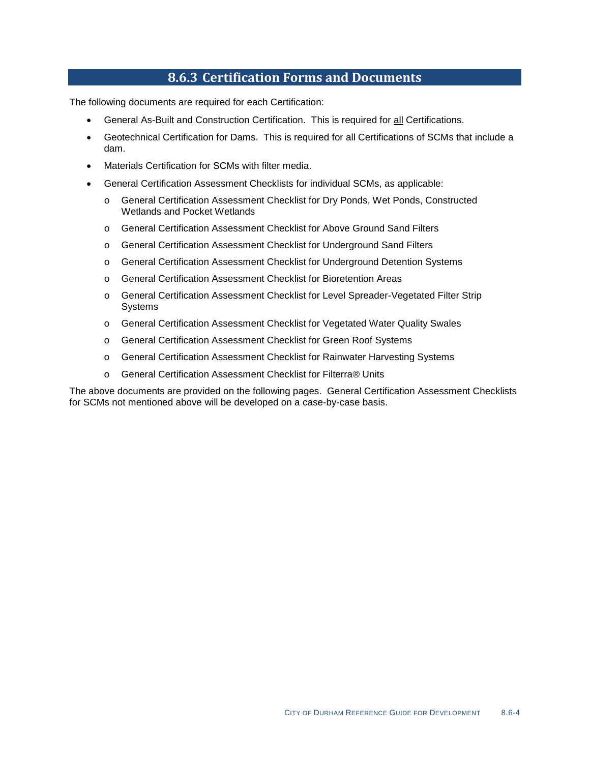## 8.6.3 Certification Forms and Documents

The following documents are required for each Certification:

- General As-Built and Construction Certification. This is required for <u>all</u> Certifications.
- Geotechnical Certification for Dams. This is required for all Certifications of SCMs that include a dam.
- Materials Certification for SCMs with filter media.
- General Certification Assessment Checklists for individual SCMs, as applicable:
  - General Certification Assessment Checklist for Dry Ponds, Wet Ponds, Constructed Wetlands and Pocket Wetlands
  - General Certification Assessment Checklist for Above Ground Sand Filters
  - General Certification Assessment Checklist for Underground Sand Filters
  - General Certification Assessment Checklist for Underground Detention Systems
  - General Certification Assessment Checklist for Bioretention Areas
  - General Certification Assessment Checklist for Level Spreader-Vegetated Filter Strip Systems
  - General Certification Assessment Checklist for Vegetated Water Quality Swales
  - General Certification Assessment Checklist for Green Roof Systems
  - General Certification Assessment Checklist for Rainwater Harvesting Systems
  - General Certification Assessment Checklist for Filterra® Units

The above documents are provided on the following pages. General Certification Assessment Checklists for SCMs not mentioned above will be developed on a case-by-case basis.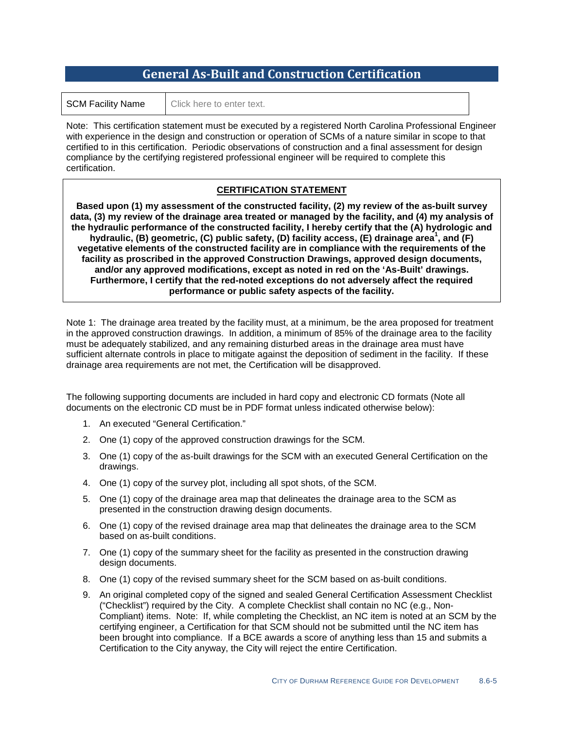# General As-Built and Construction Certification

| SCM Facility Name | Click here to enter text. |
|---|---|

Note: This certification statement must be executed by a registered North Carolina Professional Engineer with experience in the design and construction or operation of SCMs of a nature similar in scope to that certified to in this certification. Periodic observations of construction and a final assessment for design compliance by the certifying registered professional engineer will be required to complete this certification.

**CERTIFICATION STATEMENT**

**Based upon (1) my assessment of the constructed facility, (2) my review of the as-built survey data, (3) my review of the drainage area treated or managed by the facility, and (4) my analysis of the hydraulic performance of the constructed facility, I hereby certify that the (A) hydrologic and hydraulic, (B) geometric, (C) public safety, (D) facility access, (E) drainage area[1], and (F) vegetative elements of the constructed facility are in compliance with the requirements of the facility as proscribed in the approved Construction Drawings, approved design documents, and/or any approved modifications, except as noted in red on the 'As-Built' drawings. Furthermore, I certify that the red-noted exceptions do not adversely affect the required performance or public safety aspects of the facility.**

Note 1: The drainage area treated by the facility must, at a minimum, be the area proposed for treatment in the approved construction drawings. In addition, a minimum of 85% of the drainage area to the facility must be adequately stabilized, and any remaining disturbed areas in the drainage area must have sufficient alternate controls in place to mitigate against the deposition of sediment in the facility. If these drainage area requirements are not met, the Certification will be disapproved.

The following supporting documents are included in hard copy and electronic CD formats (Note all documents on the electronic CD must be in PDF format unless indicated otherwise below):

1. An executed "General Certification."
2. One (1) copy of the approved construction drawings for the SCM.
3. One (1) copy of the as-built drawings for the SCM with an executed General Certification on the drawings.
4. One (1) copy of the survey plot, including all spot shots, of the SCM.
5. One (1) copy of the drainage area map that delineates the drainage area to the SCM as presented in the construction drawing design documents.
6. One (1) copy of the revised drainage area map that delineates the drainage area to the SCM based on as-built conditions.
7. One (1) copy of the summary sheet for the facility as presented in the construction drawing design documents.
8. One (1) copy of the revised summary sheet for the SCM based on as-built conditions.
9. An original completed copy of the signed and sealed General Certification Assessment Checklist ("Checklist") required by the City. A complete Checklist shall contain no NC (e.g., Non-Compliant) items. Note: If, while completing the Checklist, an NC item is noted at an SCM by the certifying engineer, a Certification for that SCM should not be submitted until the NC item has been brought into compliance. If a BCE awards a score of anything less than 15 and submits a Certification to the City anyway, the City will reject the entire Certification.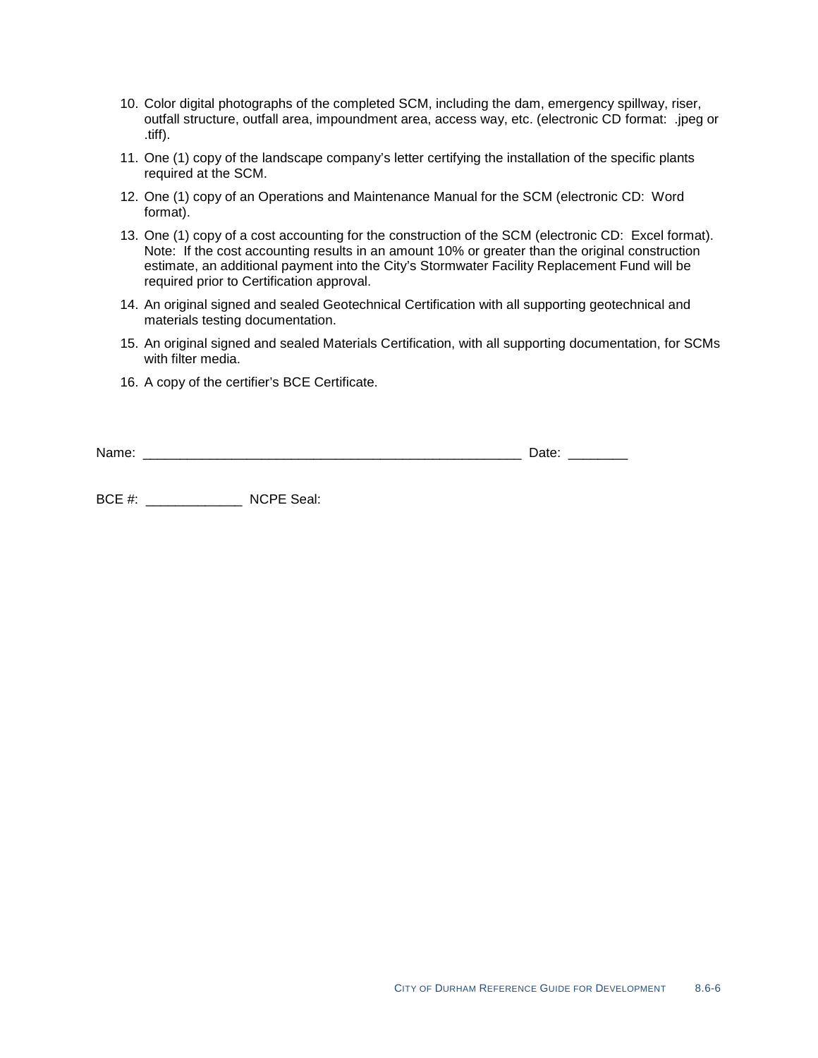10. Color digital photographs of the completed SCM, including the dam, emergency spillway, riser, outfall structure, outfall area, impoundment area, access way, etc. (electronic CD format: .jpeg or .tiff).

11. One (1) copy of the landscape company's letter certifying the installation of the specific plants required at the SCM.

12. One (1) copy of an Operations and Maintenance Manual for the SCM (electronic CD: Word format).

13. One (1) copy of a cost accounting for the construction of the SCM (electronic CD: Excel format). Note: If the cost accounting results in an amount 10% or greater than the original construction estimate, an additional payment into the City's Stormwater Facility Replacement Fund will be required prior to Certification approval.

14. An original signed and sealed Geotechnical Certification with all supporting geotechnical and materials testing documentation.

15. An original signed and sealed Materials Certification, with all supporting documentation, for SCMs with filter media.

16. A copy of the certifier's BCE Certificate.

Name: _____________________________________________________ Date: ________

BCE #: _____________ NCPE Seal: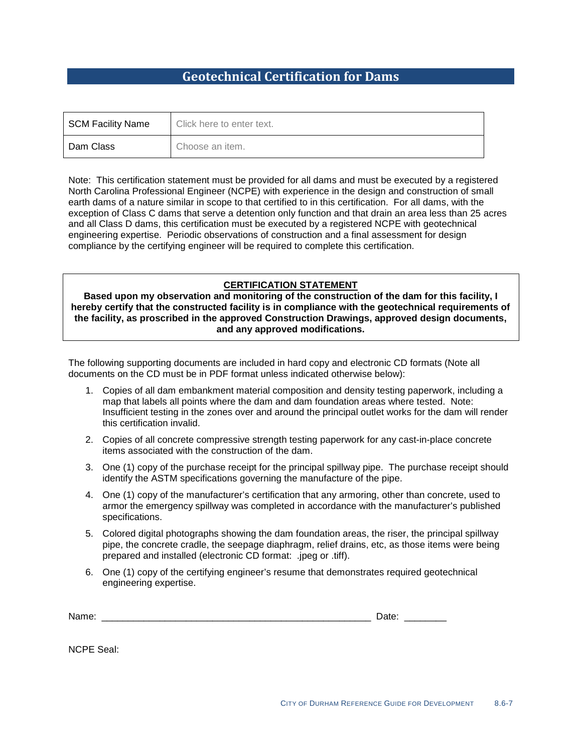# Geotechnical Certification for Dams

| SCM Facility Name | Click here to enter text. |
|---|---|
| Dam Class | Choose an item. |

Note: This certification statement must be provided for all dams and must be executed by a registered North Carolina Professional Engineer (NCPE) with experience in the design and construction of small earth dams of a nature similar in scope to that certified to in this certification. For all dams, with the exception of Class C dams that serve a detention only function and that drain an area less than 25 acres and all Class D dams, this certification must be executed by a registered NCPE with geotechnical engineering expertise. Periodic observations of construction and a final assessment for design compliance by the certifying engineer will be required to complete this certification.

**CERTIFICATION STATEMENT**

**Based upon my observation and monitoring of the construction of the dam for this facility, I hereby certify that the constructed facility is in compliance with the geotechnical requirements of the facility, as proscribed in the approved Construction Drawings, approved design documents, and any approved modifications.**

The following supporting documents are included in hard copy and electronic CD formats (Note all documents on the CD must be in PDF format unless indicated otherwise below):

1. Copies of all dam embankment material composition and density testing paperwork, including a map that labels all points where the dam and dam foundation areas where tested. Note: Insufficient testing in the zones over and around the principal outlet works for the dam will render this certification invalid.
2. Copies of all concrete compressive strength testing paperwork for any cast-in-place concrete items associated with the construction of the dam.
3. One (1) copy of the purchase receipt for the principal spillway pipe. The purchase receipt should identify the ASTM specifications governing the manufacture of the pipe.
4. One (1) copy of the manufacturer's certification that any armoring, other than concrete, used to armor the emergency spillway was completed in accordance with the manufacturer's published specifications.
5. Colored digital photographs showing the dam foundation areas, the riser, the principal spillway pipe, the concrete cradle, the seepage diaphragm, relief drains, etc, as those items were being prepared and installed (electronic CD format: .jpeg or .tiff).
6. One (1) copy of the certifying engineer's resume that demonstrates required geotechnical engineering expertise.

Name: ____________________________________________________ Date: ________

NCPE Seal: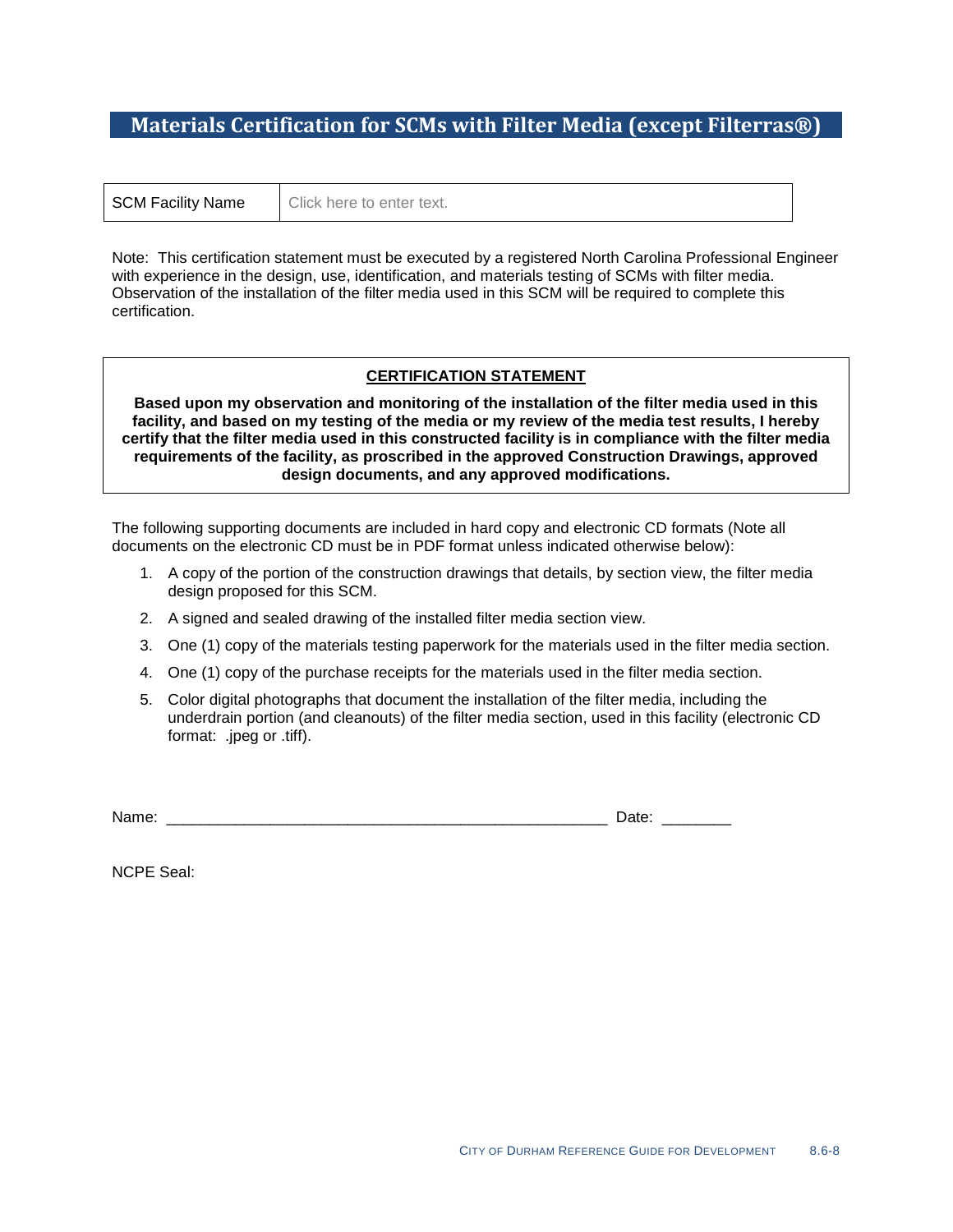# Materials Certification for SCMs with Filter Media (except Filterras®)

| SCM Facility Name | Click here to enter text. |
|---|---|

Note: This certification statement must be executed by a registered North Carolina Professional Engineer with experience in the design, use, identification, and materials testing of SCMs with filter media. Observation of the installation of the filter media used in this SCM will be required to complete this certification.

**CERTIFICATION STATEMENT**

**Based upon my observation and monitoring of the installation of the filter media used in this facility, and based on my testing of the media or my review of the media test results, I hereby certify that the filter media used in this constructed facility is in compliance with the filter media requirements of the facility, as proscribed in the approved Construction Drawings, approved design documents, and any approved modifications.**

The following supporting documents are included in hard copy and electronic CD formats (Note all documents on the electronic CD must be in PDF format unless indicated otherwise below):

1. A copy of the portion of the construction drawings that details, by section view, the filter media design proposed for this SCM.
2. A signed and sealed drawing of the installed filter media section view.
3. One (1) copy of the materials testing paperwork for the materials used in the filter media section.
4. One (1) copy of the purchase receipts for the materials used in the filter media section.
5. Color digital photographs that document the installation of the filter media, including the underdrain portion (and cleanouts) of the filter media section, used in this facility (electronic CD format: .jpeg or .tiff).

Name: ____________________________________________________ Date: ________

NCPE Seal: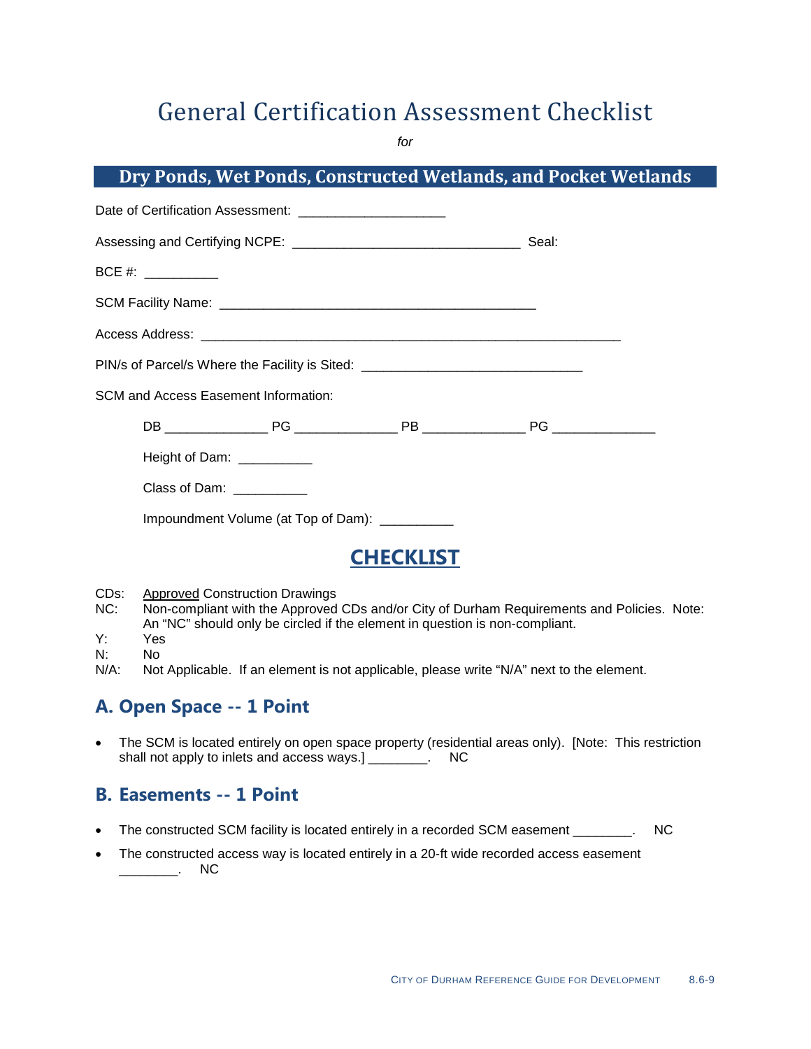# General Certification Assessment Checklist

*for*

## Dry Ponds, Wet Ponds, Constructed Wetlands, and Pocket Wetlands

Date of Certification Assessment: ___________________

Assessing and Certifying NCPE: ______________________________ Seal:

BCE #: __________

SCM Facility Name: __________________________________________

Access Address: _______________________________________________________

PIN/s of Parcel/s Where the Facility is Sited: _____________________________

SCM and Access Easement Information:

DB _____________ PG _____________ PB _____________ PG _____________

Height of Dam: __________

Class of Dam: __________

Impoundment Volume (at Top of Dam): __________

## CHECKLIST

CDs: Approved Construction Drawings
NC: Non-compliant with the Approved CDs and/or City of Durham Requirements and Policies. Note: An "NC" should only be circled if the element in question is non-compliant.
Y: Yes
N: No
N/A: Not Applicable. If an element is not applicable, please write "N/A" next to the element.

### A. Open Space -- 1 Point

- The SCM is located entirely on open space property (residential areas only). [Note: This restriction shall not apply to inlets and access ways.] ________. NC

### B. Easements -- 1 Point

- The constructed SCM facility is located entirely in a recorded SCM easement ________. NC
- The constructed access way is located entirely in a 20-ft wide recorded access easement ________. NC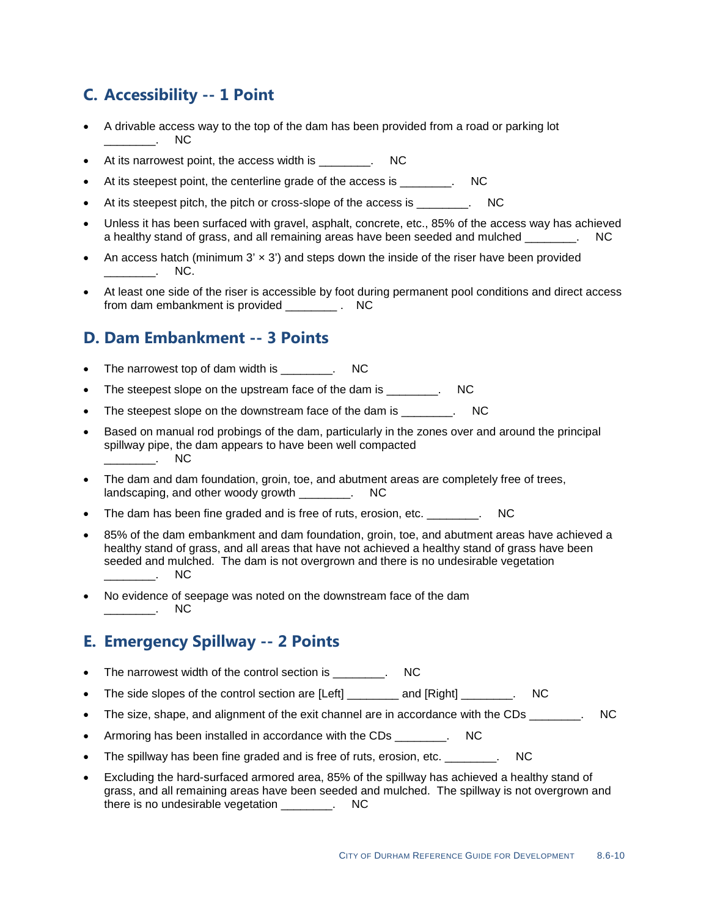## C. Accessibility -- 1 Point

- A drivable access way to the top of the dam has been provided from a road or parking lot ________. NC
- At its narrowest point, the access width is ________. NC
- At its steepest point, the centerline grade of the access is ________. NC
- At its steepest pitch, the pitch or cross-slope of the access is ________. NC
- Unless it has been surfaced with gravel, asphalt, concrete, etc., 85% of the access way has achieved a healthy stand of grass, and all remaining areas have been seeded and mulched ________. NC
- An access hatch (minimum 3' × 3') and steps down the inside of the riser have been provided ________. NC.
- At least one side of the riser is accessible by foot during permanent pool conditions and direct access from dam embankment is provided ________ . NC

## D. Dam Embankment -- 3 Points

- The narrowest top of dam width is ________. NC
- The steepest slope on the upstream face of the dam is ________. NC
- The steepest slope on the downstream face of the dam is ________. NC
- Based on manual rod probings of the dam, particularly in the zones over and around the principal spillway pipe, the dam appears to have been well compacted ________. NC
- The dam and dam foundation, groin, toe, and abutment areas are completely free of trees, landscaping, and other woody growth ________. NC
- The dam has been fine graded and is free of ruts, erosion, etc. ________. NC
- 85% of the dam embankment and dam foundation, groin, toe, and abutment areas have achieved a healthy stand of grass, and all areas that have not achieved a healthy stand of grass have been seeded and mulched. The dam is not overgrown and there is no undesirable vegetation ________. NC
- No evidence of seepage was noted on the downstream face of the dam ________. NC

## E. Emergency Spillway -- 2 Points

- The narrowest width of the control section is ________. NC
- The side slopes of the control section are [Left] ________ and [Right] ________. NC
- The size, shape, and alignment of the exit channel are in accordance with the CDs ________. NC
- Armoring has been installed in accordance with the CDs ________. NC
- The spillway has been fine graded and is free of ruts, erosion, etc. ________. NC
- Excluding the hard-surfaced armored area, 85% of the spillway has achieved a healthy stand of grass, and all remaining areas have been seeded and mulched. The spillway is not overgrown and there is no undesirable vegetation ________. NC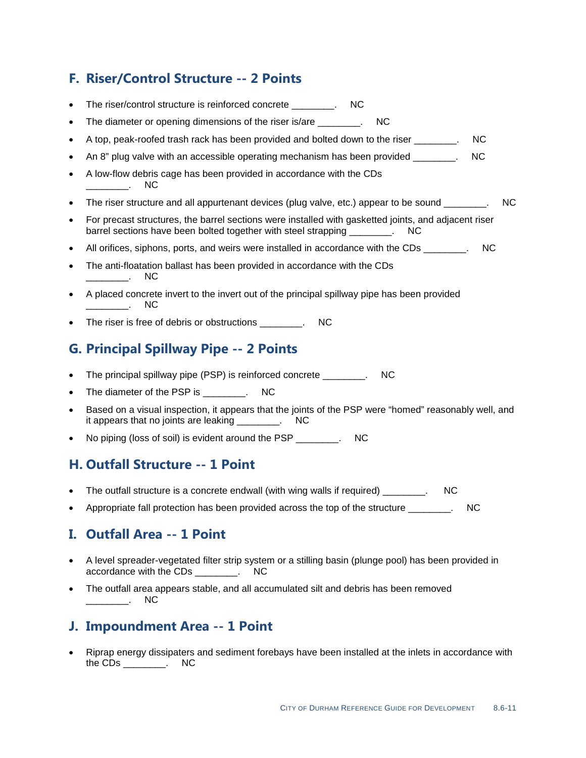## F. Riser/Control Structure -- 2 Points

- The riser/control structure is reinforced concrete ________. NC
- The diameter or opening dimensions of the riser is/are ________. NC
- A top, peak-roofed trash rack has been provided and bolted down to the riser ________. NC
- An 8" plug valve with an accessible operating mechanism has been provided ________. NC
- A low-flow debris cage has been provided in accordance with the CDs ________. NC
- The riser structure and all appurtenant devices (plug valve, etc.) appear to be sound ________. NC
- For precast structures, the barrel sections were installed with gasketted joints, and adjacent riser barrel sections have been bolted together with steel strapping ________. NC
- All orifices, siphons, ports, and weirs were installed in accordance with the CDs ________. NC
- The anti-floatation ballast has been provided in accordance with the CDs ________. NC
- A placed concrete invert to the invert out of the principal spillway pipe has been provided ________. NC
- The riser is free of debris or obstructions ________. NC

## G. Principal Spillway Pipe -- 2 Points

- The principal spillway pipe (PSP) is reinforced concrete ________. NC
- The diameter of the PSP is ________. NC
- Based on a visual inspection, it appears that the joints of the PSP were "homed" reasonably well, and it appears that no joints are leaking ________. NC
- No piping (loss of soil) is evident around the PSP ________. NC

## H. Outfall Structure -- 1 Point

- The outfall structure is a concrete endwall (with wing walls if required) ________. NC
- Appropriate fall protection has been provided across the top of the structure ________. NC

## I. Outfall Area -- 1 Point

- A level spreader-vegetated filter strip system or a stilling basin (plunge pool) has been provided in accordance with the CDs ________. NC
- The outfall area appears stable, and all accumulated silt and debris has been removed ________. NC

## J. Impoundment Area -- 1 Point

- Riprap energy dissipaters and sediment forebays have been installed at the inlets in accordance with the CDs ________. NC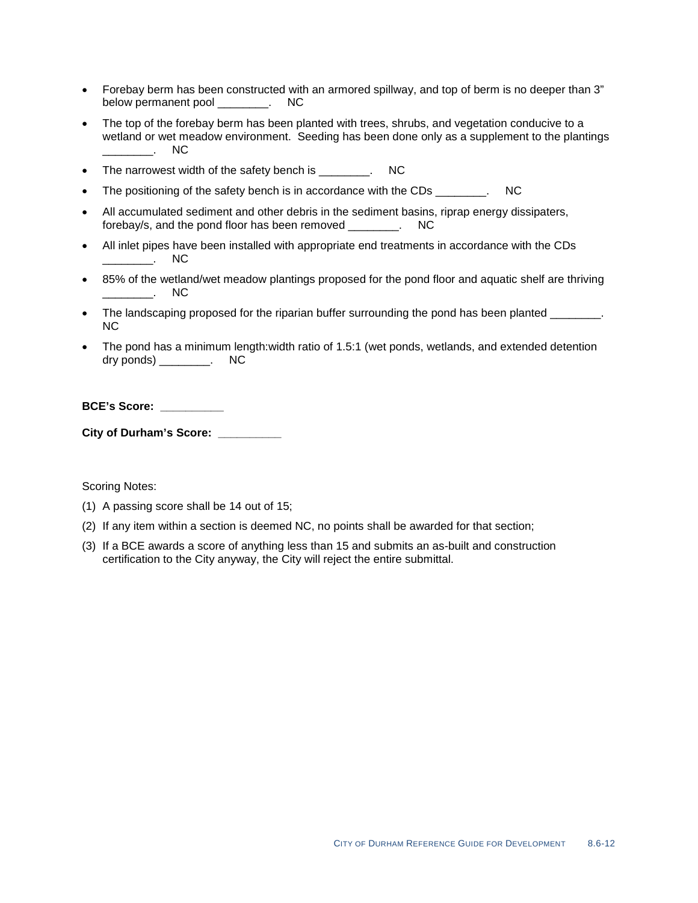- Forebay berm has been constructed with an armored spillway, and top of berm is no deeper than 3" below permanent pool ________.     NC
- The top of the forebay berm has been planted with trees, shrubs, and vegetation conducive to a wetland or wet meadow environment.  Seeding has been done only as a supplement to the plantings ________.     NC
- The narrowest width of the safety bench is ________.     NC
- The positioning of the safety bench is in accordance with the CDs ________.     NC
- All accumulated sediment and other debris in the sediment basins, riprap energy dissipaters, forebay/s, and the pond floor has been removed ________.     NC
- All inlet pipes have been installed with appropriate end treatments in accordance with the CDs ________.     NC
- 85% of the wetland/wet meadow plantings proposed for the pond floor and aquatic shelf are thriving ________.     NC
- The landscaping proposed for the riparian buffer surrounding the pond has been planted ________.     NC
- The pond has a minimum length:width ratio of 1.5:1 (wet ponds, wetlands, and extended detention dry ponds) ________.     NC

**BCE's Score: __________**

**City of Durham's Score: __________**

Scoring Notes:

(1) A passing score shall be 14 out of 15;

(2) If any item within a section is deemed NC, no points shall be awarded for that section;

(3) If a BCE awards a score of anything less than 15 and submits an as-built and construction certification to the City anyway, the City will reject the entire submittal.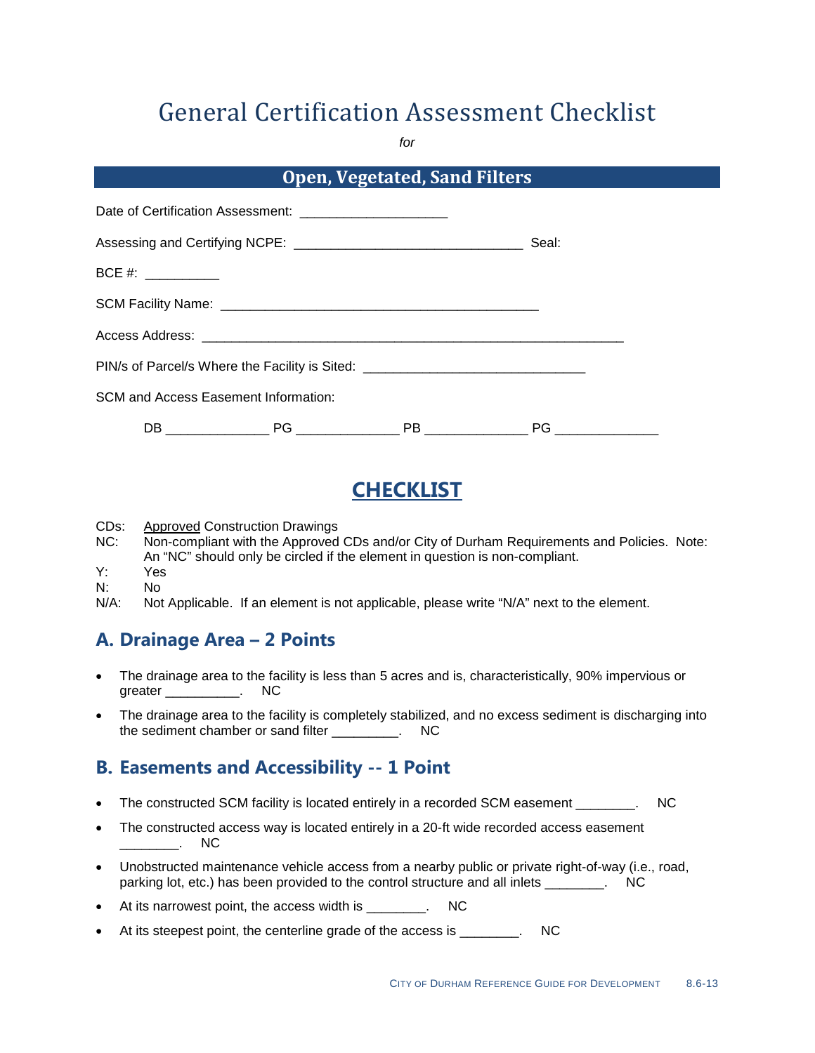# General Certification Assessment Checklist

*for*

## Open, Vegetated, Sand Filters

Date of Certification Assessment: ____________________

Assessing and Certifying NCPE: _______________________________ Seal:

BCE #: __________

SCM Facility Name: ___________________________________________

Access Address: __________________________________________________________

PIN/s of Parcel/s Where the Facility is Sited: ______________________________

SCM and Access Easement Information:

DB ______________ PG ______________ PB ______________ PG ______________

## CHECKLIST

CDs: Approved Construction Drawings
NC: Non-compliant with the Approved CDs and/or City of Durham Requirements and Policies. Note: An "NC" should only be circled if the element in question is non-compliant.
Y: Yes
N: No
N/A: Not Applicable. If an element is not applicable, please write "N/A" next to the element.

### A. Drainage Area – 2 Points

- The drainage area to the facility is less than 5 acres and is, characteristically, 90% impervious or greater __________. NC
- The drainage area to the facility is completely stabilized, and no excess sediment is discharging into the sediment chamber or sand filter _________. NC

### B. Easements and Accessibility -- 1 Point

- The constructed SCM facility is located entirely in a recorded SCM easement ________. NC
- The constructed access way is located entirely in a 20-ft wide recorded access easement ________. NC
- Unobstructed maintenance vehicle access from a nearby public or private right-of-way (i.e., road, parking lot, etc.) has been provided to the control structure and all inlets ________. NC
- At its narrowest point, the access width is ________. NC
- At its steepest point, the centerline grade of the access is ________. NC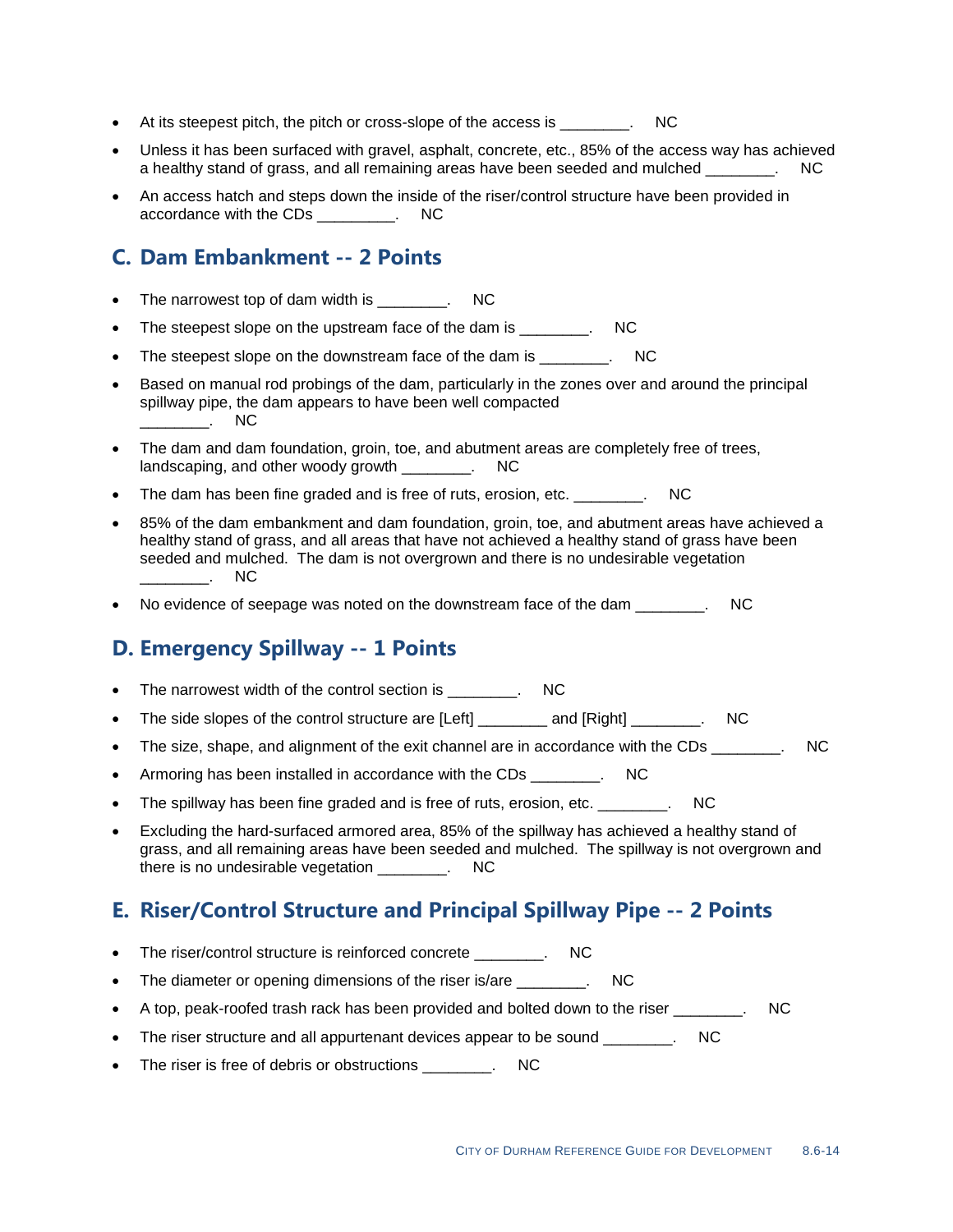- At its steepest pitch, the pitch or cross-slope of the access is ________.    NC
- Unless it has been surfaced with gravel, asphalt, concrete, etc., 85% of the access way has achieved a healthy stand of grass, and all remaining areas have been seeded and mulched ________.    NC
- An access hatch and steps down the inside of the riser/control structure have been provided in accordance with the CDs _________.    NC

## C. Dam Embankment -- 2 Points

- The narrowest top of dam width is ________.    NC
- The steepest slope on the upstream face of the dam is ________.    NC
- The steepest slope on the downstream face of the dam is ________.    NC
- Based on manual rod probings of the dam, particularly in the zones over and around the principal spillway pipe, the dam appears to have been well compacted ________.    NC
- The dam and dam foundation, groin, toe, and abutment areas are completely free of trees, landscaping, and other woody growth ________.    NC
- The dam has been fine graded and is free of ruts, erosion, etc. ________.    NC
- 85% of the dam embankment and dam foundation, groin, toe, and abutment areas have achieved a healthy stand of grass, and all areas that have not achieved a healthy stand of grass have been seeded and mulched. The dam is not overgrown and there is no undesirable vegetation ________.    NC
- No evidence of seepage was noted on the downstream face of the dam ________.    NC

## D. Emergency Spillway -- 1 Points

- The narrowest width of the control section is ________.    NC
- The side slopes of the control structure are [Left] ________ and [Right] ________.    NC
- The size, shape, and alignment of the exit channel are in accordance with the CDs ________.    NC
- Armoring has been installed in accordance with the CDs ________.    NC
- The spillway has been fine graded and is free of ruts, erosion, etc. ________.    NC
- Excluding the hard-surfaced armored area, 85% of the spillway has achieved a healthy stand of grass, and all remaining areas have been seeded and mulched. The spillway is not overgrown and there is no undesirable vegetation ________.    NC

## E. Riser/Control Structure and Principal Spillway Pipe -- 2 Points

- The riser/control structure is reinforced concrete ________.    NC
- The diameter or opening dimensions of the riser is/are ________.    NC
- A top, peak-roofed trash rack has been provided and bolted down to the riser ________.    NC
- The riser structure and all appurtenant devices appear to be sound ________.    NC
- The riser is free of debris or obstructions ________.    NC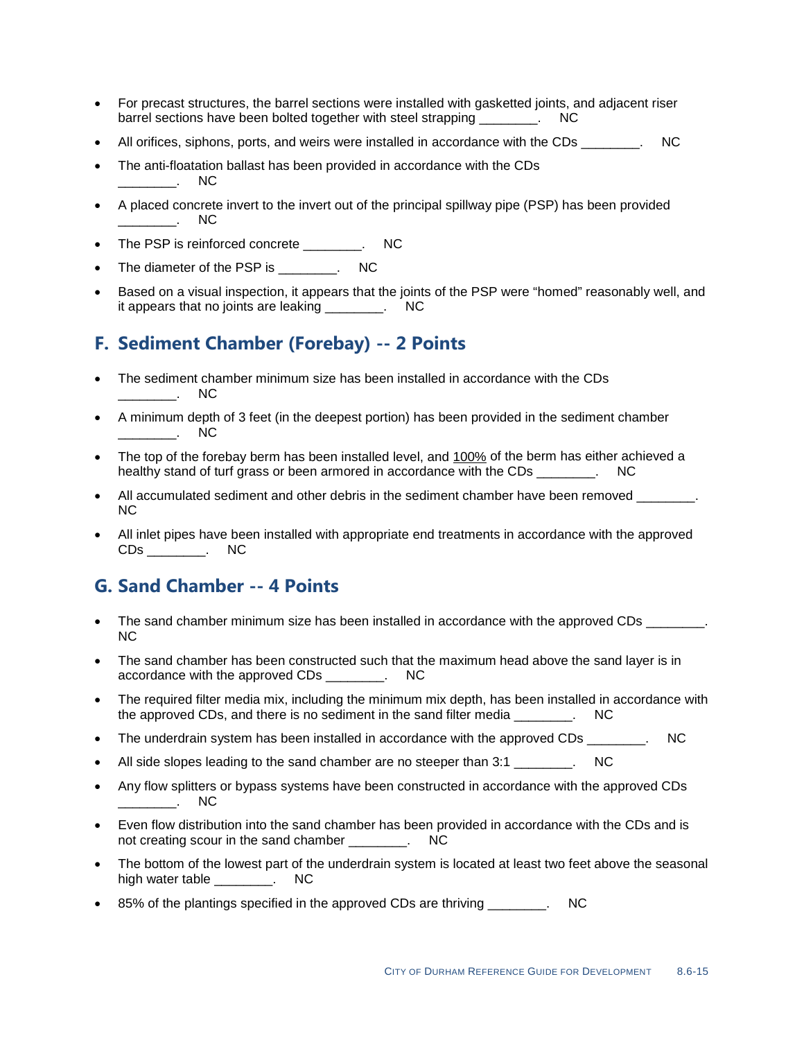- For precast structures, the barrel sections were installed with gasketted joints, and adjacent riser barrel sections have been bolted together with steel strapping ________.    NC
- All orifices, siphons, ports, and weirs were installed in accordance with the CDs ________.    NC
- The anti-floatation ballast has been provided in accordance with the CDs ________.    NC
- A placed concrete invert to the invert out of the principal spillway pipe (PSP) has been provided ________.    NC
- The PSP is reinforced concrete ________.    NC
- The diameter of the PSP is ________.    NC
- Based on a visual inspection, it appears that the joints of the PSP were "homed" reasonably well, and it appears that no joints are leaking ________.    NC

## F. Sediment Chamber (Forebay) -- 2 Points

- The sediment chamber minimum size has been installed in accordance with the CDs ________.    NC
- A minimum depth of 3 feet (in the deepest portion) has been provided in the sediment chamber ________.    NC
- The top of the forebay berm has been installed level, and <u>100%</u> of the berm has either achieved a healthy stand of turf grass or been armored in accordance with the CDs ________.    NC
- All accumulated sediment and other debris in the sediment chamber have been removed ________.    NC
- All inlet pipes have been installed with appropriate end treatments in accordance with the approved CDs ________.    NC

## G. Sand Chamber -- 4 Points

- The sand chamber minimum size has been installed in accordance with the approved CDs ________.    NC
- The sand chamber has been constructed such that the maximum head above the sand layer is in accordance with the approved CDs ________.    NC
- The required filter media mix, including the minimum mix depth, has been installed in accordance with the approved CDs, and there is no sediment in the sand filter media ________.    NC
- The underdrain system has been installed in accordance with the approved CDs ________.    NC
- All side slopes leading to the sand chamber are no steeper than 3:1 ________.    NC
- Any flow splitters or bypass systems have been constructed in accordance with the approved CDs ________.    NC
- Even flow distribution into the sand chamber has been provided in accordance with the CDs and is not creating scour in the sand chamber ________.    NC
- The bottom of the lowest part of the underdrain system is located at least two feet above the seasonal high water table ________.    NC
- 85% of the plantings specified in the approved CDs are thriving ________.    NC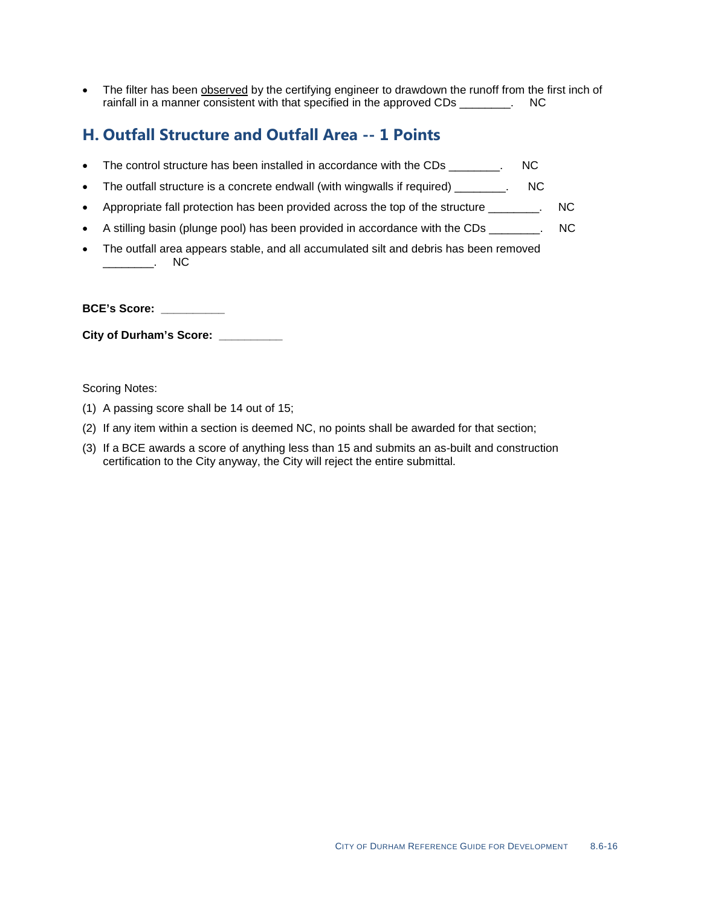- The filter has been observed by the certifying engineer to drawdown the runoff from the first inch of rainfall in a manner consistent with that specified in the approved CDs ________.     NC

## H. Outfall Structure and Outfall Area -- 1 Points

- The control structure has been installed in accordance with the CDs ________.     NC
- The outfall structure is a concrete endwall (with wingwalls if required) ________.     NC
- Appropriate fall protection has been provided across the top of the structure ________.     NC
- A stilling basin (plunge pool) has been provided in accordance with the CDs ________.     NC
- The outfall area appears stable, and all accumulated silt and debris has been removed ________.     NC

**BCE's Score: __________**

**City of Durham's Score: __________**

Scoring Notes:

(1) A passing score shall be 14 out of 15;

(2) If any item within a section is deemed NC, no points shall be awarded for that section;

(3) If a BCE awards a score of anything less than 15 and submits an as-built and construction certification to the City anyway, the City will reject the entire submittal.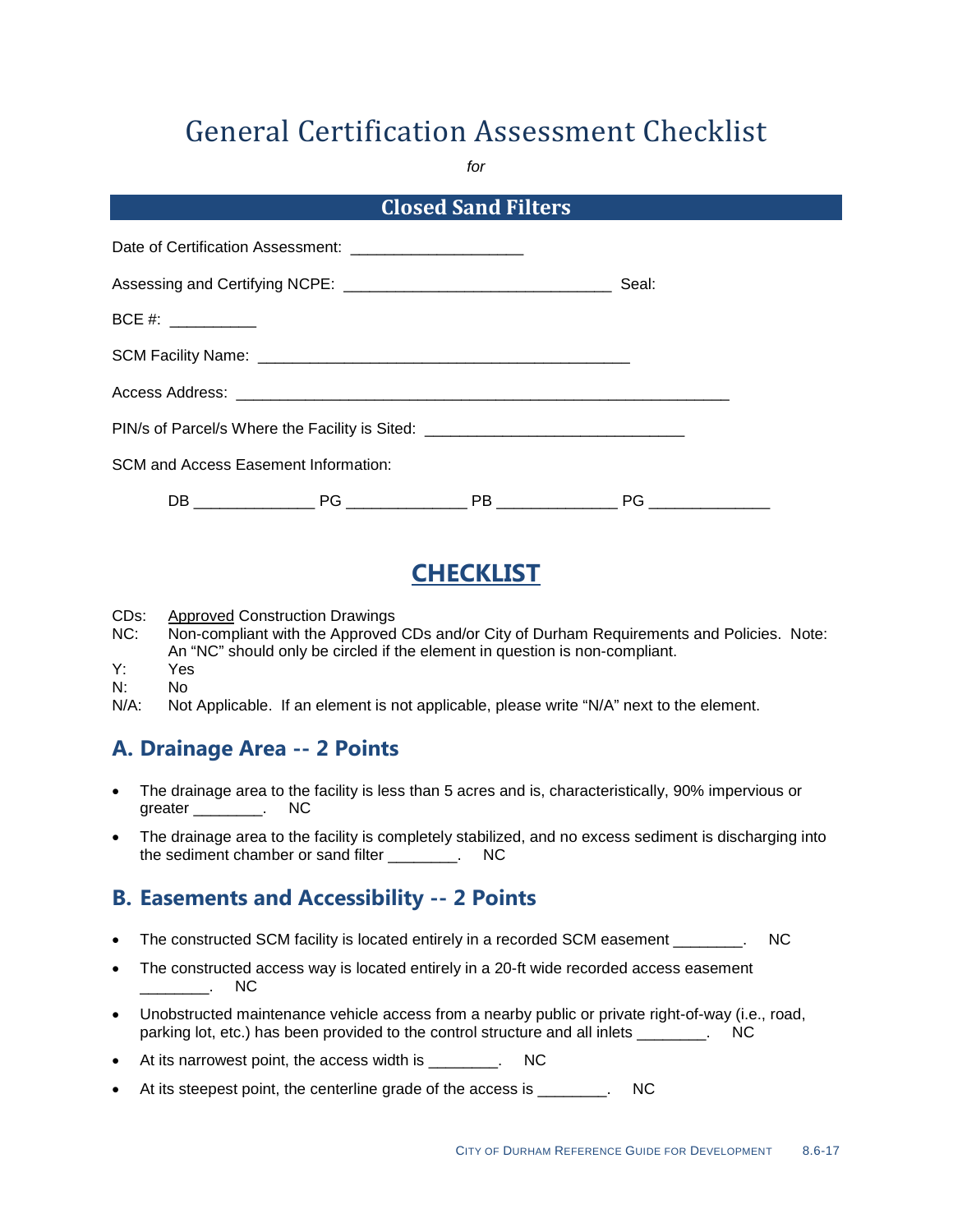# General Certification Assessment Checklist

*for*

## Closed Sand Filters

Date of Certification Assessment: ___________________

Assessing and Certifying NCPE: ______________________________ Seal:

BCE #: __________

SCM Facility Name: __________________________________________

Access Address: _______________________________________________________

PIN/s of Parcel/s Where the Facility is Sited: _____________________________

SCM and Access Easement Information:

DB _____________ PG _____________ PB _____________ PG _____________

## CHECKLIST

CDs: Approved Construction Drawings
NC: Non-compliant with the Approved CDs and/or City of Durham Requirements and Policies. Note: An "NC" should only be circled if the element in question is non-compliant.
Y: Yes
N: No
N/A: Not Applicable. If an element is not applicable, please write "N/A" next to the element.

### A. Drainage Area -- 2 Points

- The drainage area to the facility is less than 5 acres and is, characteristically, 90% impervious or greater ________. NC
- The drainage area to the facility is completely stabilized, and no excess sediment is discharging into the sediment chamber or sand filter ________. NC

### B. Easements and Accessibility -- 2 Points

- The constructed SCM facility is located entirely in a recorded SCM easement ________. NC
- The constructed access way is located entirely in a 20-ft wide recorded access easement ________. NC
- Unobstructed maintenance vehicle access from a nearby public or private right-of-way (i.e., road, parking lot, etc.) has been provided to the control structure and all inlets ________. NC
- At its narrowest point, the access width is ________. NC
- At its steepest point, the centerline grade of the access is ________. NC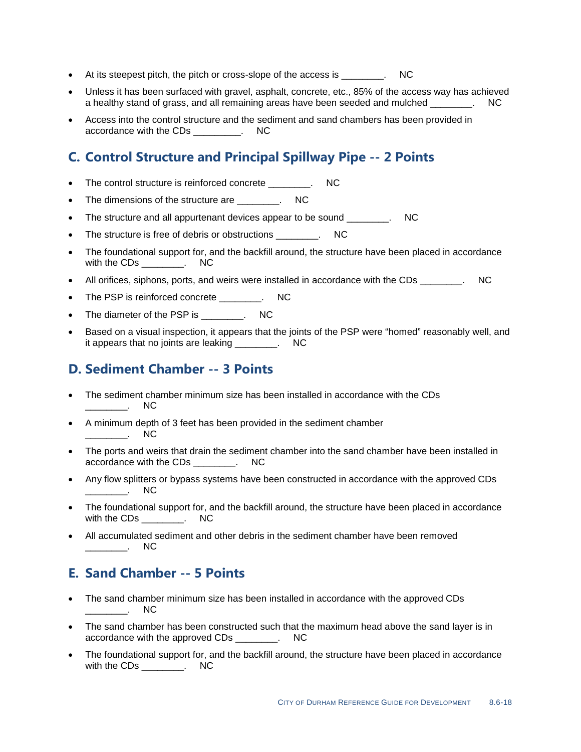- At its steepest pitch, the pitch or cross-slope of the access is ________. NC
- Unless it has been surfaced with gravel, asphalt, concrete, etc., 85% of the access way has achieved a healthy stand of grass, and all remaining areas have been seeded and mulched ________. NC
- Access into the control structure and the sediment and sand chambers has been provided in accordance with the CDs _________. NC

## C. Control Structure and Principal Spillway Pipe -- 2 Points

- The control structure is reinforced concrete ________. NC
- The dimensions of the structure are ________. NC
- The structure and all appurtenant devices appear to be sound ________. NC
- The structure is free of debris or obstructions ________. NC
- The foundational support for, and the backfill around, the structure have been placed in accordance with the CDs ________. NC
- All orifices, siphons, ports, and weirs were installed in accordance with the CDs ________. NC
- The PSP is reinforced concrete ________. NC
- The diameter of the PSP is ________. NC
- Based on a visual inspection, it appears that the joints of the PSP were "homed" reasonably well, and it appears that no joints are leaking ________. NC

## D. Sediment Chamber -- 3 Points

- The sediment chamber minimum size has been installed in accordance with the CDs ________. NC
- A minimum depth of 3 feet has been provided in the sediment chamber ________. NC
- The ports and weirs that drain the sediment chamber into the sand chamber have been installed in accordance with the CDs ________. NC
- Any flow splitters or bypass systems have been constructed in accordance with the approved CDs ________. NC
- The foundational support for, and the backfill around, the structure have been placed in accordance with the CDs ________. NC
- All accumulated sediment and other debris in the sediment chamber have been removed ________. NC

## E. Sand Chamber -- 5 Points

- The sand chamber minimum size has been installed in accordance with the approved CDs ________. NC
- The sand chamber has been constructed such that the maximum head above the sand layer is in accordance with the approved CDs ________. NC
- The foundational support for, and the backfill around, the structure have been placed in accordance with the CDs ________. NC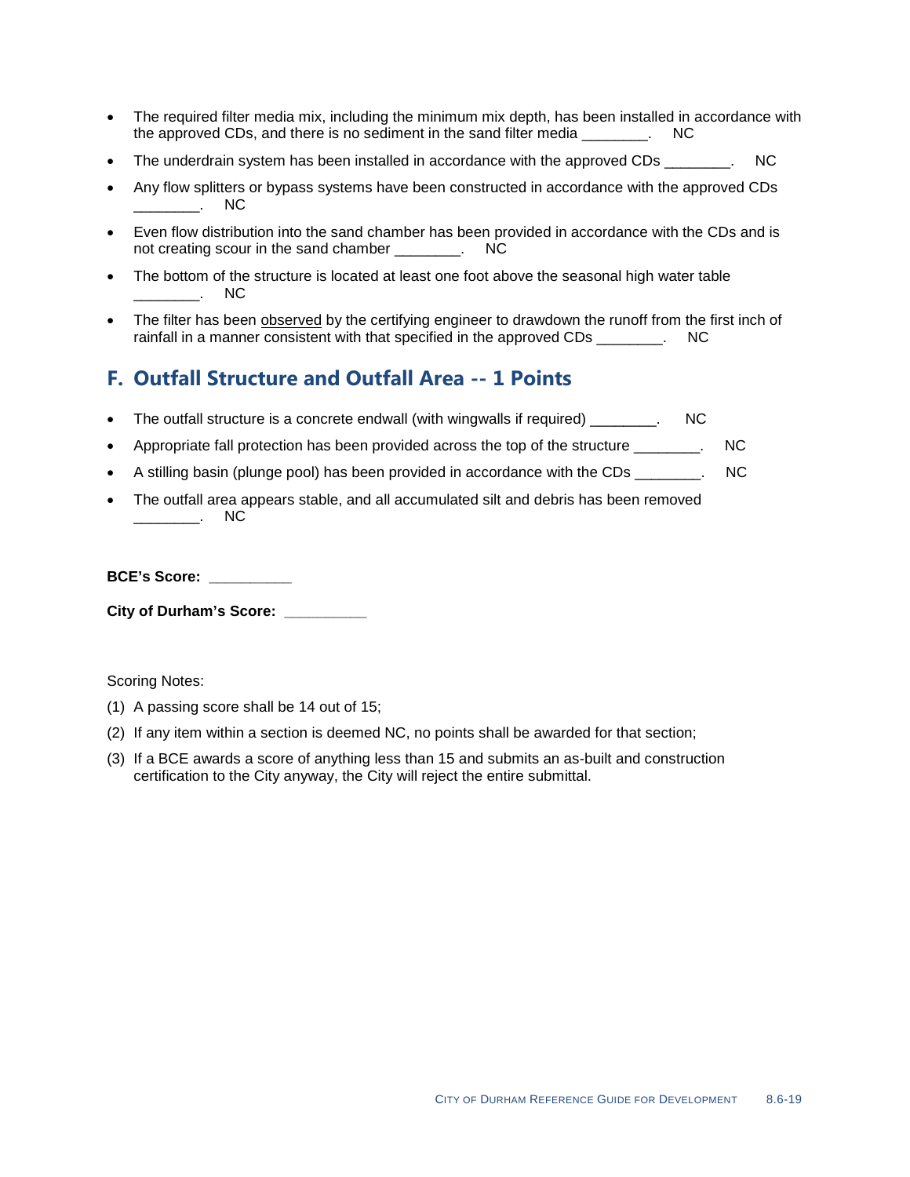- The required filter media mix, including the minimum mix depth, has been installed in accordance with the approved CDs, and there is no sediment in the sand filter media ________. NC
- The underdrain system has been installed in accordance with the approved CDs ________. NC
- Any flow splitters or bypass systems have been constructed in accordance with the approved CDs ________. NC
- Even flow distribution into the sand chamber has been provided in accordance with the CDs and is not creating scour in the sand chamber ________. NC
- The bottom of the structure is located at least one foot above the seasonal high water table ________. NC
- The filter has been <u>observed</u> by the certifying engineer to drawdown the runoff from the first inch of rainfall in a manner consistent with that specified in the approved CDs ________. NC

## F. Outfall Structure and Outfall Area -- 1 Points

- The outfall structure is a concrete endwall (with wingwalls if required) ________. NC
- Appropriate fall protection has been provided across the top of the structure ________. NC
- A stilling basin (plunge pool) has been provided in accordance with the CDs ________. NC
- The outfall area appears stable, and all accumulated silt and debris has been removed ________. NC

**BCE's Score: __________**

**City of Durham's Score: __________**

Scoring Notes:

(1) A passing score shall be 14 out of 15;

(2) If any item within a section is deemed NC, no points shall be awarded for that section;

(3) If a BCE awards a score of anything less than 15 and submits an as-built and construction certification to the City anyway, the City will reject the entire submittal.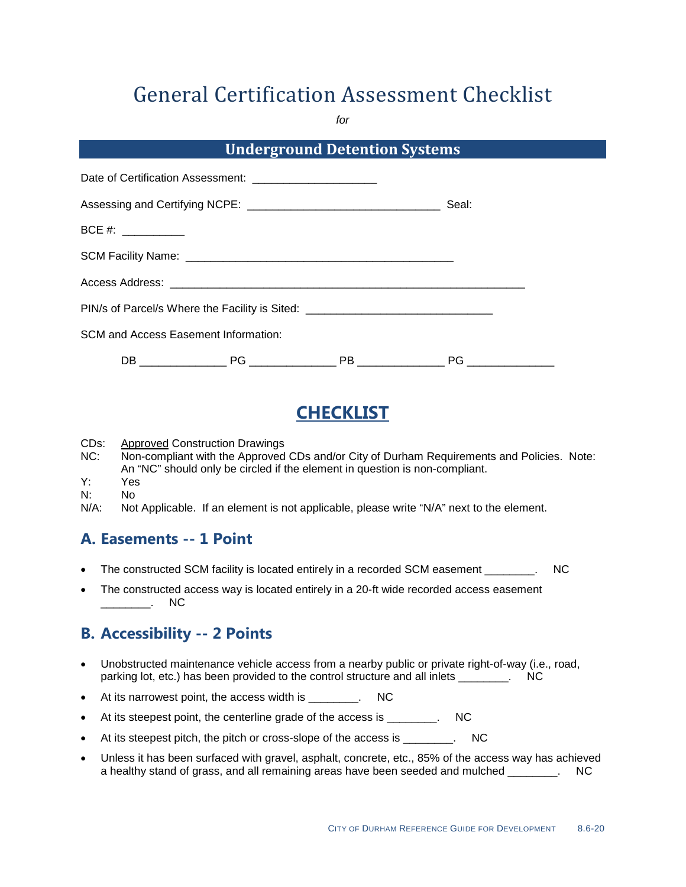# General Certification Assessment Checklist

*for*

## Underground Detention Systems

Date of Certification Assessment: ____________________

Assessing and Certifying NCPE: _______________________________ Seal:

BCE #: __________

SCM Facility Name: ___________________________________________

Access Address: _________________________________________________________

PIN/s of Parcel/s Where the Facility is Sited: ______________________________

SCM and Access Easement Information:

DB ______________ PG ______________ PB ______________ PG ______________

## CHECKLIST

CDs: Approved Construction Drawings
NC: Non-compliant with the Approved CDs and/or City of Durham Requirements and Policies. Note: An "NC" should only be circled if the element in question is non-compliant.
Y: Yes
N: No
N/A: Not Applicable. If an element is not applicable, please write "N/A" next to the element.

### A. Easements -- 1 Point

- The constructed SCM facility is located entirely in a recorded SCM easement ________. NC
- The constructed access way is located entirely in a 20-ft wide recorded access easement ________. NC

### B. Accessibility -- 2 Points

- Unobstructed maintenance vehicle access from a nearby public or private right-of-way (i.e., road, parking lot, etc.) has been provided to the control structure and all inlets ________. NC
- At its narrowest point, the access width is ________. NC
- At its steepest point, the centerline grade of the access is ________. NC
- At its steepest pitch, the pitch or cross-slope of the access is ________. NC
- Unless it has been surfaced with gravel, asphalt, concrete, etc., 85% of the access way has achieved a healthy stand of grass, and all remaining areas have been seeded and mulched ________. NC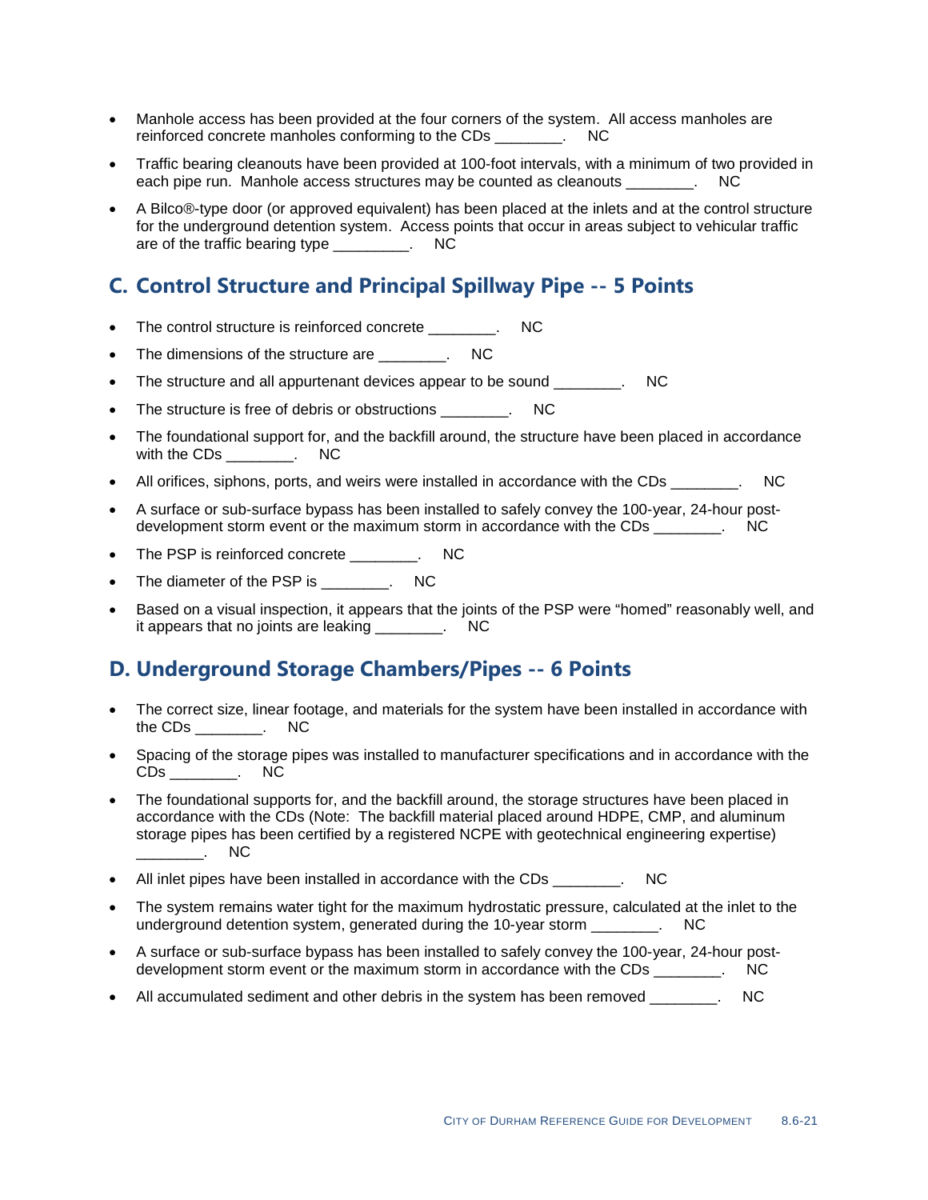- Manhole access has been provided at the four corners of the system. All access manholes are reinforced concrete manholes conforming to the CDs ________. NC
- Traffic bearing cleanouts have been provided at 100-foot intervals, with a minimum of two provided in each pipe run. Manhole access structures may be counted as cleanouts ________. NC
- A Bilco®-type door (or approved equivalent) has been placed at the inlets and at the control structure for the underground detention system. Access points that occur in areas subject to vehicular traffic are of the traffic bearing type _________. NC

## C. Control Structure and Principal Spillway Pipe -- 5 Points

- The control structure is reinforced concrete ________. NC
- The dimensions of the structure are ________. NC
- The structure and all appurtenant devices appear to be sound ________. NC
- The structure is free of debris or obstructions ________. NC
- The foundational support for, and the backfill around, the structure have been placed in accordance with the CDs ________. NC
- All orifices, siphons, ports, and weirs were installed in accordance with the CDs ________. NC
- A surface or sub-surface bypass has been installed to safely convey the 100-year, 24-hour post-development storm event or the maximum storm in accordance with the CDs ________. NC
- The PSP is reinforced concrete ________. NC
- The diameter of the PSP is ________. NC
- Based on a visual inspection, it appears that the joints of the PSP were “homed” reasonably well, and it appears that no joints are leaking ________. NC

## D. Underground Storage Chambers/Pipes -- 6 Points

- The correct size, linear footage, and materials for the system have been installed in accordance with the CDs ________. NC
- Spacing of the storage pipes was installed to manufacturer specifications and in accordance with the CDs ________. NC
- The foundational supports for, and the backfill around, the storage structures have been placed in accordance with the CDs (Note: The backfill material placed around HDPE, CMP, and aluminum storage pipes has been certified by a registered NCPE with geotechnical engineering expertise) ________. NC
- All inlet pipes have been installed in accordance with the CDs ________. NC
- The system remains water tight for the maximum hydrostatic pressure, calculated at the inlet to the underground detention system, generated during the 10-year storm ________. NC
- A surface or sub-surface bypass has been installed to safely convey the 100-year, 24-hour post-development storm event or the maximum storm in accordance with the CDs ________. NC
- All accumulated sediment and other debris in the system has been removed ________. NC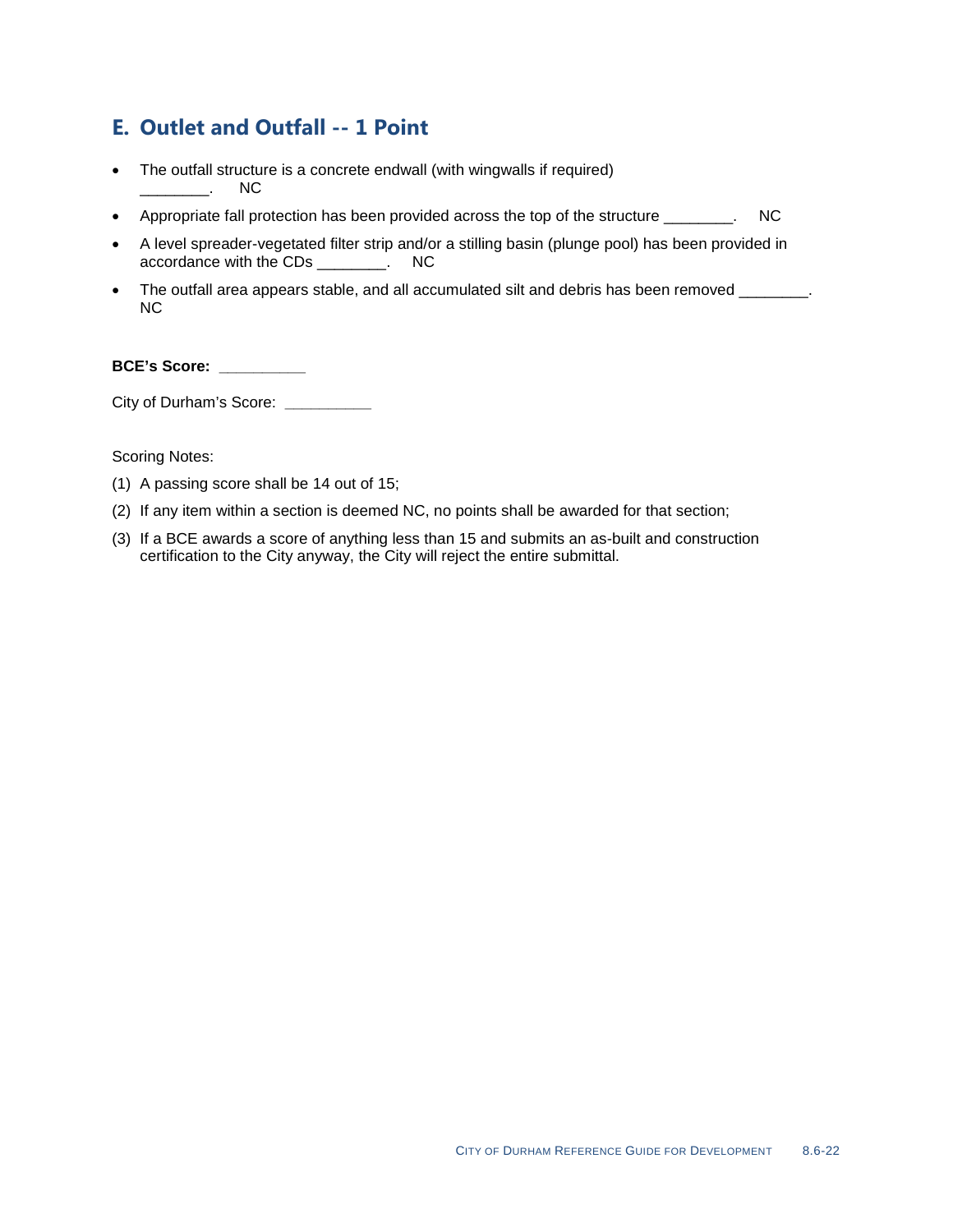## E. Outlet and Outfall -- 1 Point

- The outfall structure is a concrete endwall (with wingwalls if required) ________. NC
- Appropriate fall protection has been provided across the top of the structure ________. NC
- A level spreader-vegetated filter strip and/or a stilling basin (plunge pool) has been provided in accordance with the CDs ________. NC
- The outfall area appears stable, and all accumulated silt and debris has been removed ________. NC

**BCE's Score: __________**

City of Durham's Score: __________

Scoring Notes:

(1) A passing score shall be 14 out of 15;

(2) If any item within a section is deemed NC, no points shall be awarded for that section;

(3) If a BCE awards a score of anything less than 15 and submits an as-built and construction certification to the City anyway, the City will reject the entire submittal.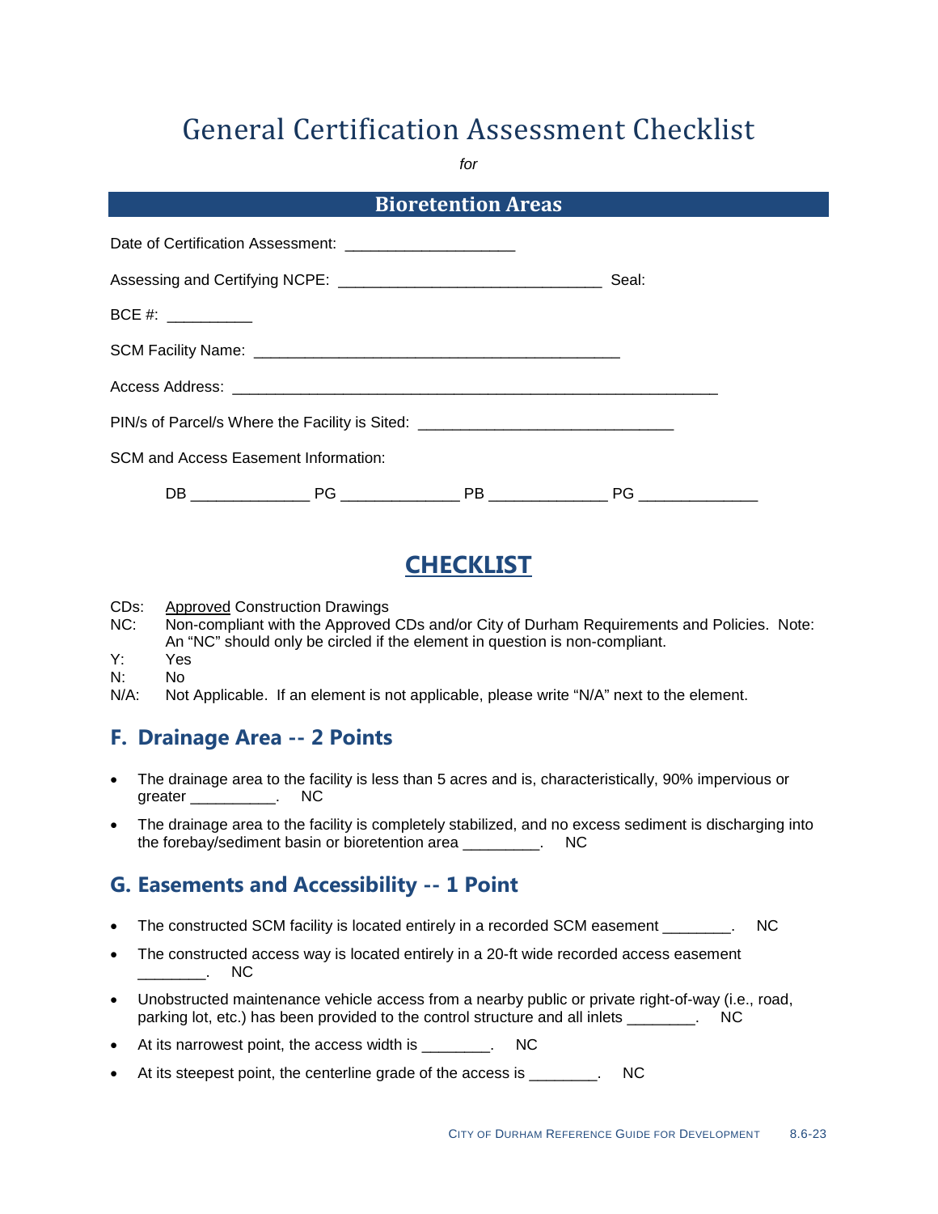# General Certification Assessment Checklist

*for*

## Bioretention Areas

Date of Certification Assessment: ____________________

Assessing and Certifying NCPE: _______________________________ Seal:

BCE #: __________

SCM Facility Name: ___________________________________________

Access Address: _________________________________________________________

PIN/s of Parcel/s Where the Facility is Sited: ______________________________

SCM and Access Easement Information:

DB ______________ PG ______________ PB ______________ PG ______________

## CHECKLIST

CDs: Approved Construction Drawings
NC: Non-compliant with the Approved CDs and/or City of Durham Requirements and Policies. Note: An “NC” should only be circled if the element in question is non-compliant.
Y: Yes
N: No
N/A: Not Applicable. If an element is not applicable, please write “N/A” next to the element.

### F. Drainage Area -- 2 Points

- The drainage area to the facility is less than 5 acres and is, characteristically, 90% impervious or greater __________. NC
- The drainage area to the facility is completely stabilized, and no excess sediment is discharging into the forebay/sediment basin or bioretention area _________. NC

### G. Easements and Accessibility -- 1 Point

- The constructed SCM facility is located entirely in a recorded SCM easement ________. NC
- The constructed access way is located entirely in a 20-ft wide recorded access easement ________. NC
- Unobstructed maintenance vehicle access from a nearby public or private right-of-way (i.e., road, parking lot, etc.) has been provided to the control structure and all inlets ________. NC
- At its narrowest point, the access width is ________. NC
- At its steepest point, the centerline grade of the access is ________. NC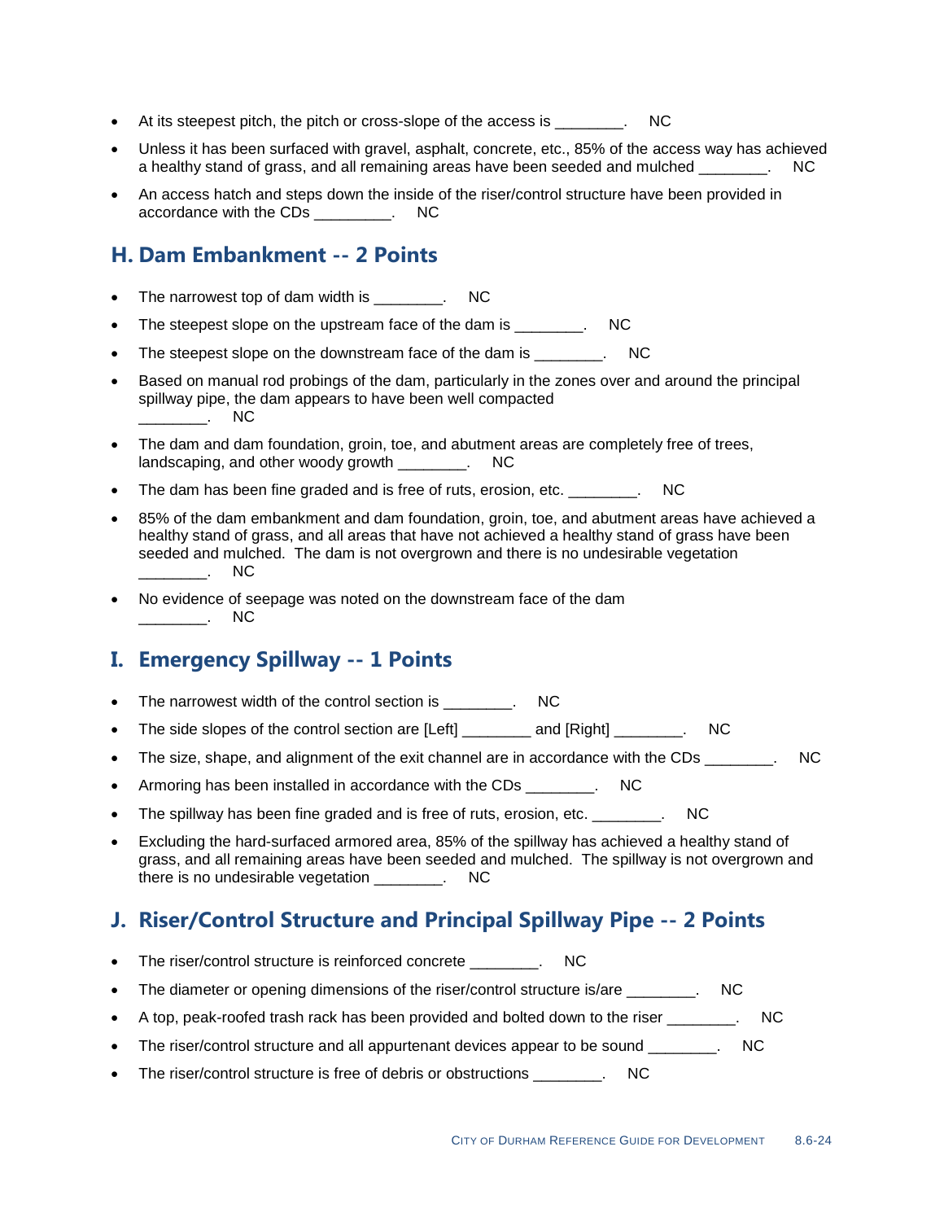- At its steepest pitch, the pitch or cross-slope of the access is ________. NC
- Unless it has been surfaced with gravel, asphalt, concrete, etc., 85% of the access way has achieved a healthy stand of grass, and all remaining areas have been seeded and mulched ________. NC
- An access hatch and steps down the inside of the riser/control structure have been provided in accordance with the CDs _________. NC

## H. Dam Embankment -- 2 Points

- The narrowest top of dam width is ________. NC
- The steepest slope on the upstream face of the dam is ________. NC
- The steepest slope on the downstream face of the dam is ________. NC
- Based on manual rod probings of the dam, particularly in the zones over and around the principal spillway pipe, the dam appears to have been well compacted ________. NC
- The dam and dam foundation, groin, toe, and abutment areas are completely free of trees, landscaping, and other woody growth ________. NC
- The dam has been fine graded and is free of ruts, erosion, etc. ________. NC
- 85% of the dam embankment and dam foundation, groin, toe, and abutment areas have achieved a healthy stand of grass, and all areas that have not achieved a healthy stand of grass have been seeded and mulched. The dam is not overgrown and there is no undesirable vegetation ________. NC
- No evidence of seepage was noted on the downstream face of the dam ________. NC

## I. Emergency Spillway -- 1 Points

- The narrowest width of the control section is ________. NC
- The side slopes of the control section are [Left] ________ and [Right] ________. NC
- The size, shape, and alignment of the exit channel are in accordance with the CDs ________. NC
- Armoring has been installed in accordance with the CDs ________. NC
- The spillway has been fine graded and is free of ruts, erosion, etc. ________. NC
- Excluding the hard-surfaced armored area, 85% of the spillway has achieved a healthy stand of grass, and all remaining areas have been seeded and mulched. The spillway is not overgrown and there is no undesirable vegetation ________. NC

## J. Riser/Control Structure and Principal Spillway Pipe -- 2 Points

- The riser/control structure is reinforced concrete ________. NC
- The diameter or opening dimensions of the riser/control structure is/are ________. NC
- A top, peak-roofed trash rack has been provided and bolted down to the riser ________. NC
- The riser/control structure and all appurtenant devices appear to be sound ________. NC
- The riser/control structure is free of debris or obstructions ________. NC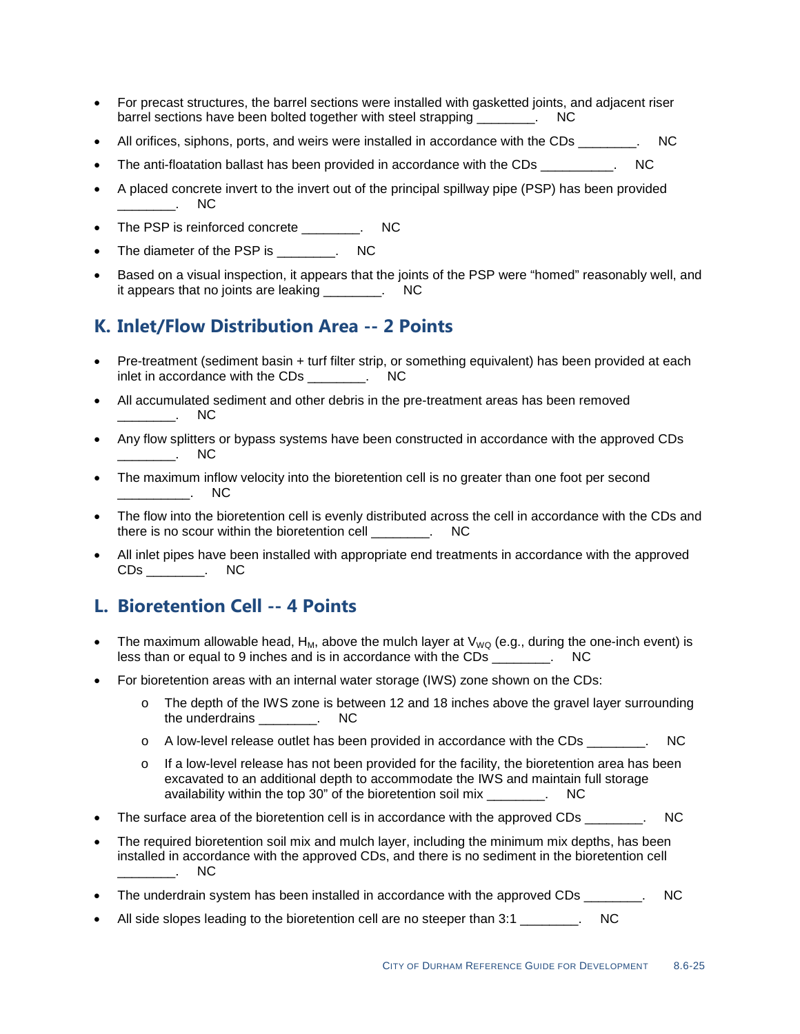- For precast structures, the barrel sections were installed with gasketted joints, and adjacent riser barrel sections have been bolted together with steel strapping ________.  NC
- All orifices, siphons, ports, and weirs were installed in accordance with the CDs ________.  NC
- The anti-floatation ballast has been provided in accordance with the CDs __________.  NC
- A placed concrete invert to the invert out of the principal spillway pipe (PSP) has been provided ________.  NC
- The PSP is reinforced concrete ________.  NC
- The diameter of the PSP is ________.  NC
- Based on a visual inspection, it appears that the joints of the PSP were "homed" reasonably well, and it appears that no joints are leaking ________.  NC

## K. Inlet/Flow Distribution Area -- 2 Points

- Pre-treatment (sediment basin + turf filter strip, or something equivalent) has been provided at each inlet in accordance with the CDs ________.  NC
- All accumulated sediment and other debris in the pre-treatment areas has been removed ________.  NC
- Any flow splitters or bypass systems have been constructed in accordance with the approved CDs ________.  NC
- The maximum inflow velocity into the bioretention cell is no greater than one foot per second __________.  NC
- The flow into the bioretention cell is evenly distributed across the cell in accordance with the CDs and there is no scour within the bioretention cell ________.  NC
- All inlet pipes have been installed with appropriate end treatments in accordance with the approved CDs ________.  NC

## L. Bioretention Cell -- 4 Points

- The maximum allowable head, $H_M$, above the mulch layer at $V_{WQ}$ (e.g., during the one-inch event) is less than or equal to 9 inches and is in accordance with the CDs ________.  NC
- For bioretention areas with an internal water storage (IWS) zone shown on the CDs:
  - The depth of the IWS zone is between 12 and 18 inches above the gravel layer surrounding the underdrains ________.  NC
  - A low-level release outlet has been provided in accordance with the CDs ________.  NC
  - If a low-level release has not been provided for the facility, the bioretention area has been excavated to an additional depth to accommodate the IWS and maintain full storage availability within the top 30" of the bioretention soil mix ________.  NC
- The surface area of the bioretention cell is in accordance with the approved CDs ________.  NC
- The required bioretention soil mix and mulch layer, including the minimum mix depths, has been installed in accordance with the approved CDs, and there is no sediment in the bioretention cell ________.  NC
- The underdrain system has been installed in accordance with the approved CDs ________.  NC
- All side slopes leading to the bioretention cell are no steeper than 3:1 ________.  NC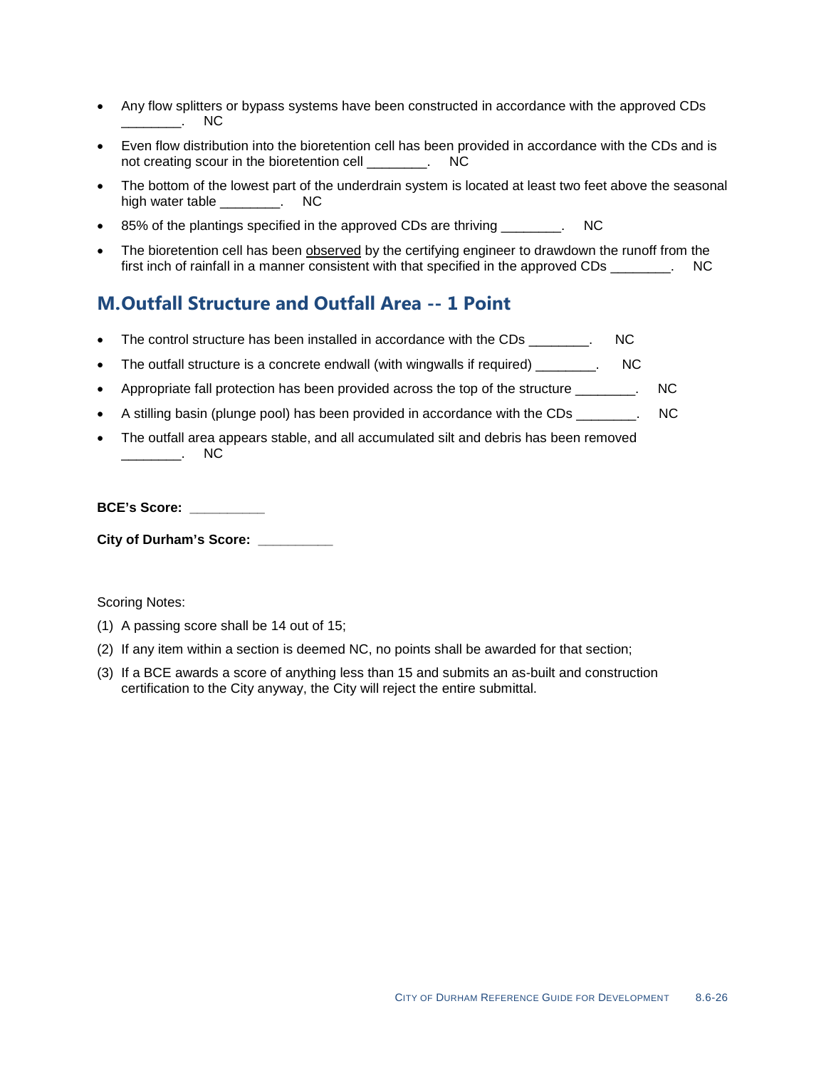- Any flow splitters or bypass systems have been constructed in accordance with the approved CDs ________. NC
- Even flow distribution into the bioretention cell has been provided in accordance with the CDs and is not creating scour in the bioretention cell ________. NC
- The bottom of the lowest part of the underdrain system is located at least two feet above the seasonal high water table ________. NC
- 85% of the plantings specified in the approved CDs are thriving ________. NC
- The bioretention cell has been observed by the certifying engineer to drawdown the runoff from the first inch of rainfall in a manner consistent with that specified in the approved CDs ________. NC

## M. Outfall Structure and Outfall Area -- 1 Point

- The control structure has been installed in accordance with the CDs ________. NC
- The outfall structure is a concrete endwall (with wingwalls if required) ________. NC
- Appropriate fall protection has been provided across the top of the structure ________. NC
- A stilling basin (plunge pool) has been provided in accordance with the CDs ________. NC
- The outfall area appears stable, and all accumulated silt and debris has been removed ________. NC

**BCE's Score: __________**

**City of Durham's Score: __________**

Scoring Notes:

(1) A passing score shall be 14 out of 15;

(2) If any item within a section is deemed NC, no points shall be awarded for that section;

(3) If a BCE awards a score of anything less than 15 and submits an as-built and construction certification to the City anyway, the City will reject the entire submittal.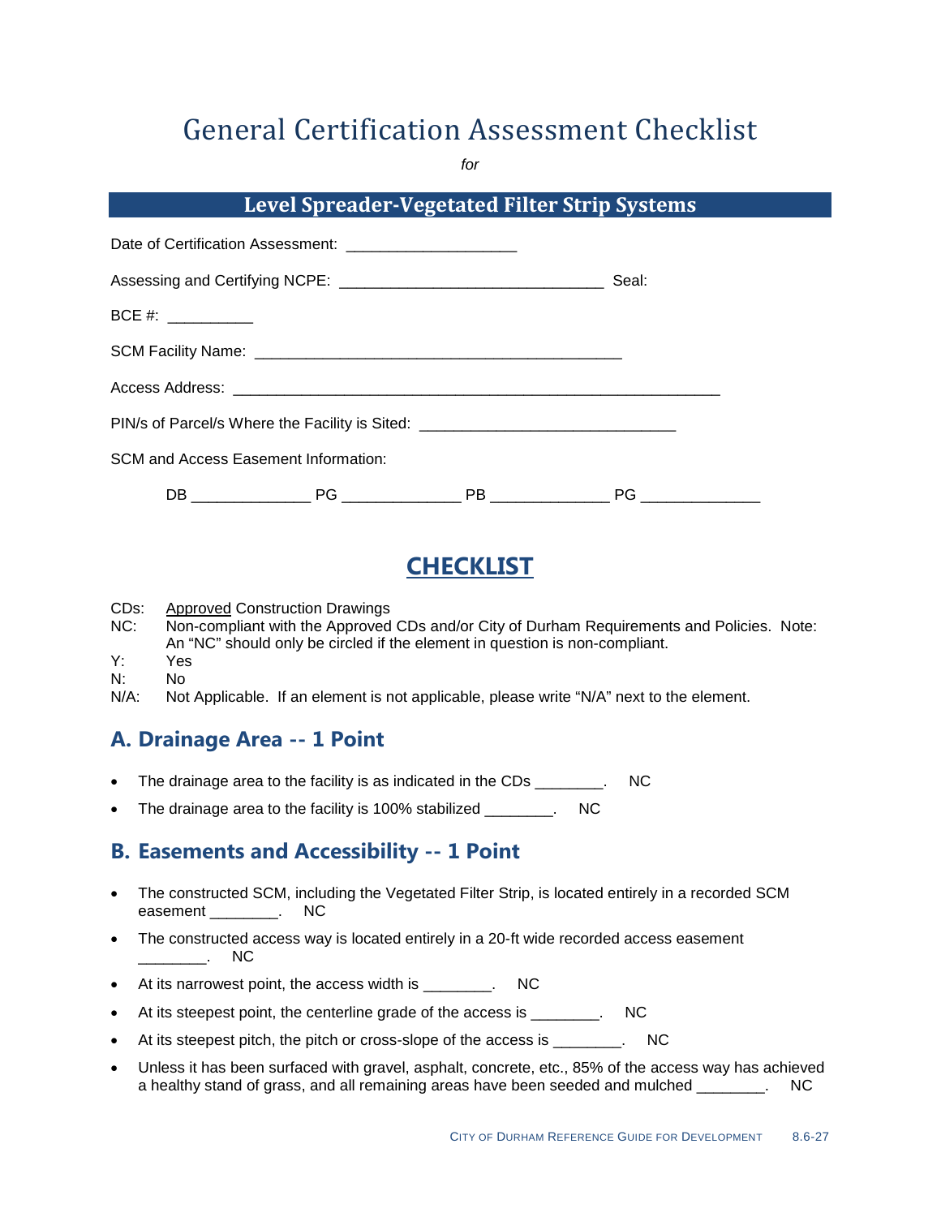# General Certification Assessment Checklist

*for*

## Level Spreader-Vegetated Filter Strip Systems

Date of Certification Assessment: ___________________

Assessing and Certifying NCPE: ______________________________ Seal:

BCE #: __________

SCM Facility Name: __________________________________________

Access Address: _______________________________________________________

PIN/s of Parcel/s Where the Facility is Sited: _____________________________

SCM and Access Easement Information:

DB _____________ PG _____________ PB _____________ PG _____________

## CHECKLIST

CDs: Approved Construction Drawings
NC: Non-compliant with the Approved CDs and/or City of Durham Requirements and Policies. Note: An "NC" should only be circled if the element in question is non-compliant.
Y: Yes
N: No
N/A: Not Applicable. If an element is not applicable, please write "N/A" next to the element.

### A. Drainage Area -- 1 Point

- The drainage area to the facility is as indicated in the CDs ________. NC
- The drainage area to the facility is 100% stabilized ________. NC

### B. Easements and Accessibility -- 1 Point

- The constructed SCM, including the Vegetated Filter Strip, is located entirely in a recorded SCM easement ________. NC
- The constructed access way is located entirely in a 20-ft wide recorded access easement ________. NC
- At its narrowest point, the access width is ________. NC
- At its steepest point, the centerline grade of the access is ________. NC
- At its steepest pitch, the pitch or cross-slope of the access is ________. NC
- Unless it has been surfaced with gravel, asphalt, concrete, etc., 85% of the access way has achieved a healthy stand of grass, and all remaining areas have been seeded and mulched ________. NC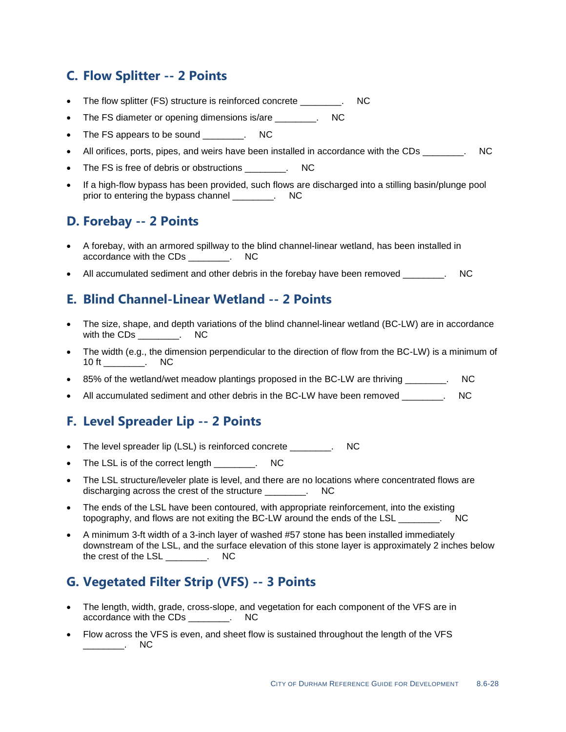## C. Flow Splitter -- 2 Points

- The flow splitter (FS) structure is reinforced concrete ________. NC
- The FS diameter or opening dimensions is/are ________. NC
- The FS appears to be sound ________. NC
- All orifices, ports, pipes, and weirs have been installed in accordance with the CDs ________. NC
- The FS is free of debris or obstructions ________. NC
- If a high-flow bypass has been provided, such flows are discharged into a stilling basin/plunge pool prior to entering the bypass channel ________. NC

## D. Forebay -- 2 Points

- A forebay, with an armored spillway to the blind channel-linear wetland, has been installed in accordance with the CDs ________. NC
- All accumulated sediment and other debris in the forebay have been removed ________. NC

## E. Blind Channel-Linear Wetland -- 2 Points

- The size, shape, and depth variations of the blind channel-linear wetland (BC-LW) are in accordance with the CDs ________. NC
- The width (e.g., the dimension perpendicular to the direction of flow from the BC-LW) is a minimum of 10 ft ________. NC
- 85% of the wetland/wet meadow plantings proposed in the BC-LW are thriving ________. NC
- All accumulated sediment and other debris in the BC-LW have been removed ________. NC

## F. Level Spreader Lip -- 2 Points

- The level spreader lip (LSL) is reinforced concrete ________. NC
- The LSL is of the correct length ________. NC
- The LSL structure/leveler plate is level, and there are no locations where concentrated flows are discharging across the crest of the structure ________. NC
- The ends of the LSL have been contoured, with appropriate reinforcement, into the existing topography, and flows are not exiting the BC-LW around the ends of the LSL ________. NC
- A minimum 3-ft width of a 3-inch layer of washed #57 stone has been installed immediately downstream of the LSL, and the surface elevation of this stone layer is approximately 2 inches below the crest of the LSL ________. NC

## G. Vegetated Filter Strip (VFS) -- 3 Points

- The length, width, grade, cross-slope, and vegetation for each component of the VFS are in accordance with the CDs ________. NC
- Flow across the VFS is even, and sheet flow is sustained throughout the length of the VFS ________. NC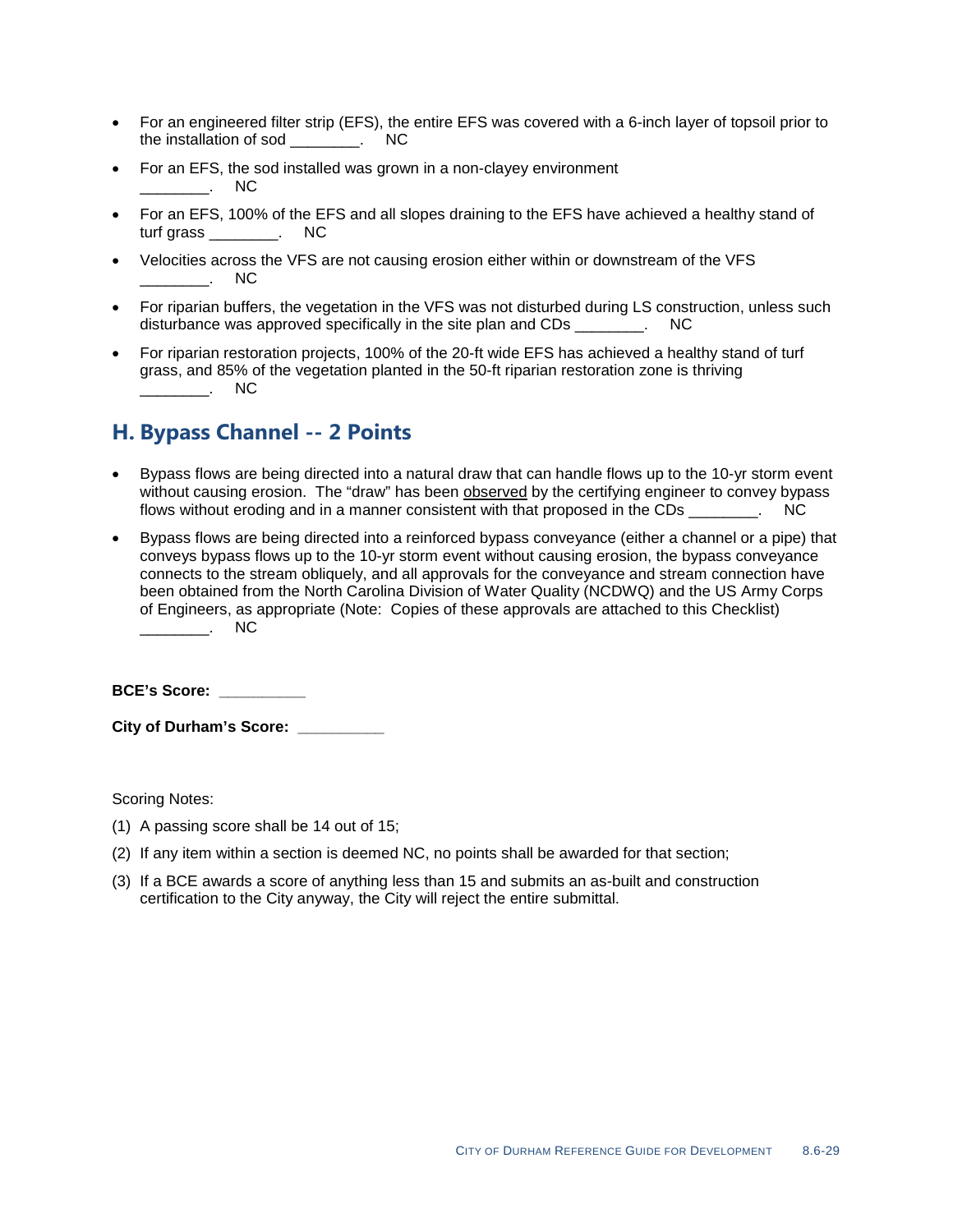- For an engineered filter strip (EFS), the entire EFS was covered with a 6-inch layer of topsoil prior to the installation of sod ________. NC
- For an EFS, the sod installed was grown in a non-clayey environment ________. NC
- For an EFS, 100% of the EFS and all slopes draining to the EFS have achieved a healthy stand of turf grass ________. NC
- Velocities across the VFS are not causing erosion either within or downstream of the VFS ________. NC
- For riparian buffers, the vegetation in the VFS was not disturbed during LS construction, unless such disturbance was approved specifically in the site plan and CDs ________. NC
- For riparian restoration projects, 100% of the 20-ft wide EFS has achieved a healthy stand of turf grass, and 85% of the vegetation planted in the 50-ft riparian restoration zone is thriving ________. NC

## H. Bypass Channel -- 2 Points

- Bypass flows are being directed into a natural draw that can handle flows up to the 10-yr storm event without causing erosion. The "draw" has been observed by the certifying engineer to convey bypass flows without eroding and in a manner consistent with that proposed in the CDs ________. NC
- Bypass flows are being directed into a reinforced bypass conveyance (either a channel or a pipe) that conveys bypass flows up to the 10-yr storm event without causing erosion, the bypass conveyance connects to the stream obliquely, and all approvals for the conveyance and stream connection have been obtained from the North Carolina Division of Water Quality (NCDWQ) and the US Army Corps of Engineers, as appropriate (Note: Copies of these approvals are attached to this Checklist) ________. NC

**BCE's Score: __________**

**City of Durham's Score: __________**

Scoring Notes:

(1) A passing score shall be 14 out of 15;

(2) If any item within a section is deemed NC, no points shall be awarded for that section;

(3) If a BCE awards a score of anything less than 15 and submits an as-built and construction certification to the City anyway, the City will reject the entire submittal.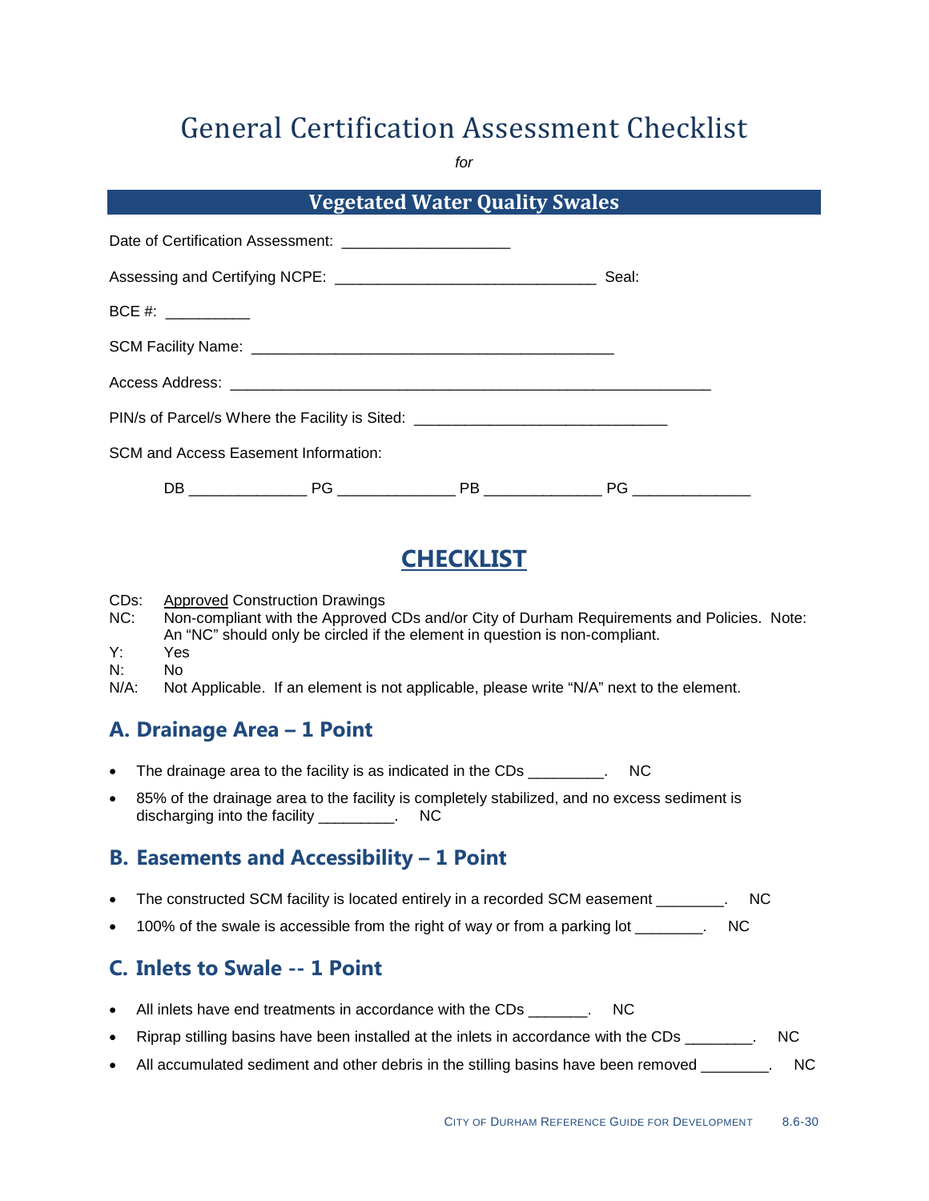# General Certification Assessment Checklist

*for*

## Vegetated Water Quality Swales

Date of Certification Assessment: ___________________

Assessing and Certifying NCPE: ______________________________ Seal:

BCE #: __________

SCM Facility Name: __________________________________________

Access Address: _______________________________________________________

PIN/s of Parcel/s Where the Facility is Sited: _____________________________

SCM and Access Easement Information:

DB _____________ PG _____________ PB _____________ PG _____________

## CHECKLIST

CDs: Approved Construction Drawings
NC: Non-compliant with the Approved CDs and/or City of Durham Requirements and Policies. Note: An "NC" should only be circled if the element in question is non-compliant.
Y: Yes
N: No
N/A: Not Applicable. If an element is not applicable, please write "N/A" next to the element.

### A. Drainage Area – 1 Point

- The drainage area to the facility is as indicated in the CDs _________. NC
- 85% of the drainage area to the facility is completely stabilized, and no excess sediment is discharging into the facility _________. NC

### B. Easements and Accessibility – 1 Point

- The constructed SCM facility is located entirely in a recorded SCM easement ________. NC
- 100% of the swale is accessible from the right of way or from a parking lot ________. NC

### C. Inlets to Swale -- 1 Point

- All inlets have end treatments in accordance with the CDs _______. NC
- Riprap stilling basins have been installed at the inlets in accordance with the CDs ________. NC
- All accumulated sediment and other debris in the stilling basins have been removed ________. NC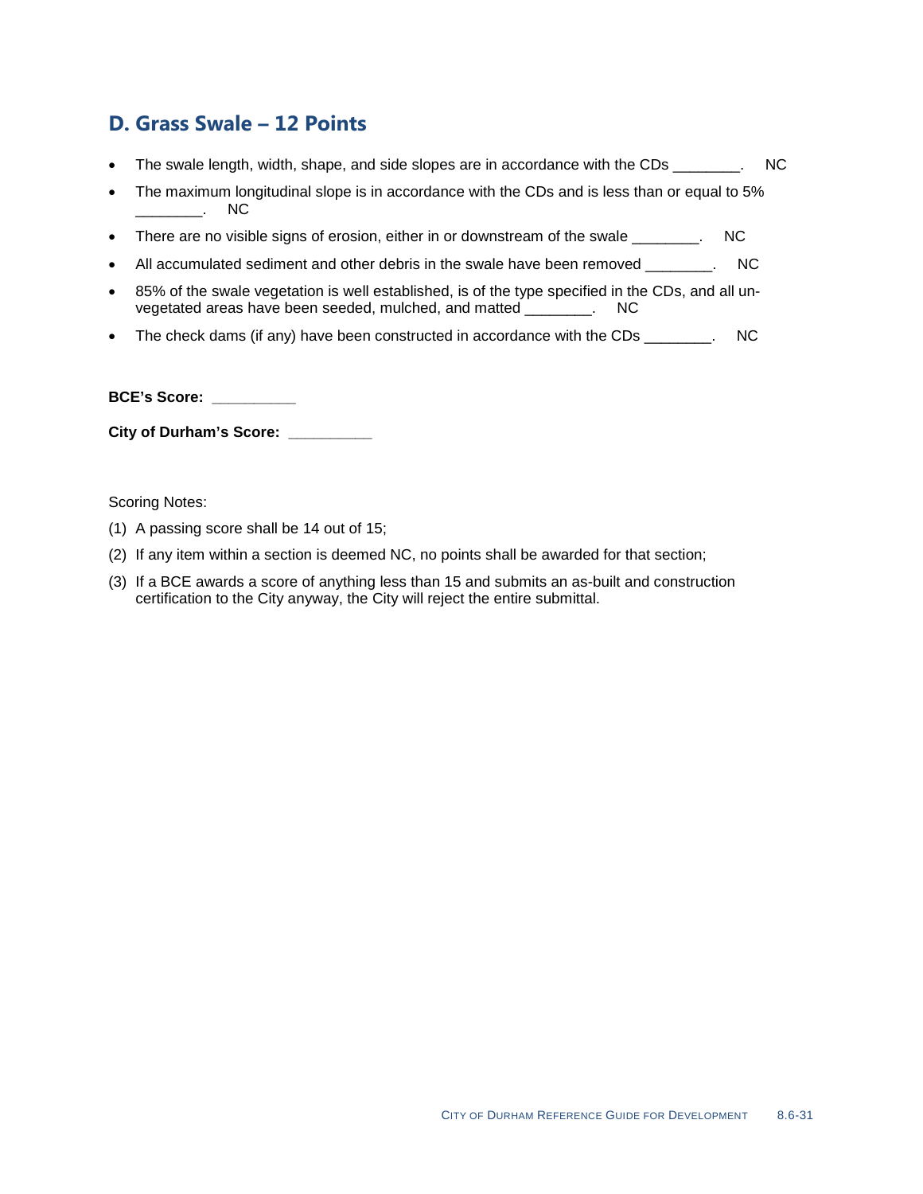## D. Grass Swale – 12 Points

- The swale length, width, shape, and side slopes are in accordance with the CDs ________.     NC
- The maximum longitudinal slope is in accordance with the CDs and is less than or equal to 5% ________.     NC
- There are no visible signs of erosion, either in or downstream of the swale ________.     NC
- All accumulated sediment and other debris in the swale have been removed ________.     NC
- 85% of the swale vegetation is well established, is of the type specified in the CDs, and all un-vegetated areas have been seeded, mulched, and matted ________.     NC
- The check dams (if any) have been constructed in accordance with the CDs ________.     NC

**BCE's Score: __________**

**City of Durham's Score: __________**

Scoring Notes:

(1) A passing score shall be 14 out of 15;

(2) If any item within a section is deemed NC, no points shall be awarded for that section;

(3) If a BCE awards a score of anything less than 15 and submits an as-built and construction certification to the City anyway, the City will reject the entire submittal.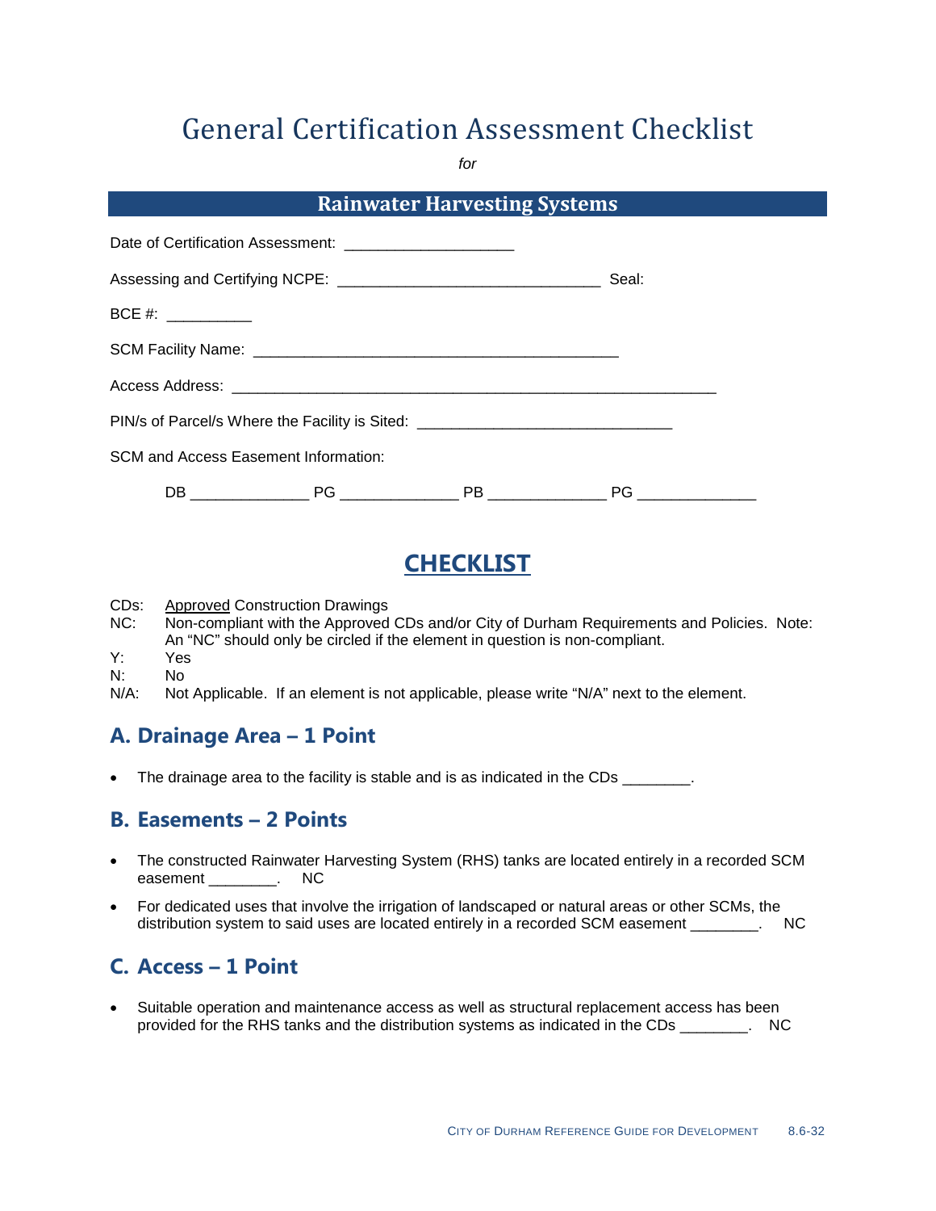# General Certification Assessment Checklist

*for*

## Rainwater Harvesting Systems

Date of Certification Assessment: ____________________

Assessing and Certifying NCPE: ________________________________ Seal:

BCE #: __________

SCM Facility Name: ____________________________________________

Access Address: ___________________________________________________________

PIN/s of Parcel/s Where the Facility is Sited: ______________________________

SCM and Access Easement Information:

DB ______________ PG ______________ PB ______________ PG ______________

## CHECKLIST

CDs: Approved Construction Drawings
NC: Non-compliant with the Approved CDs and/or City of Durham Requirements and Policies. Note: An “NC” should only be circled if the element in question is non-compliant.
Y: Yes
N: No
N/A: Not Applicable. If an element is not applicable, please write “N/A” next to the element.

### A. Drainage Area – 1 Point

- The drainage area to the facility is stable and is as indicated in the CDs ________.

### B. Easements – 2 Points

- The constructed Rainwater Harvesting System (RHS) tanks are located entirely in a recorded SCM easement ________. NC
- For dedicated uses that involve the irrigation of landscaped or natural areas or other SCMs, the distribution system to said uses are located entirely in a recorded SCM easement ________. NC

### C. Access – 1 Point

- Suitable operation and maintenance access as well as structural replacement access has been provided for the RHS tanks and the distribution systems as indicated in the CDs ________. NC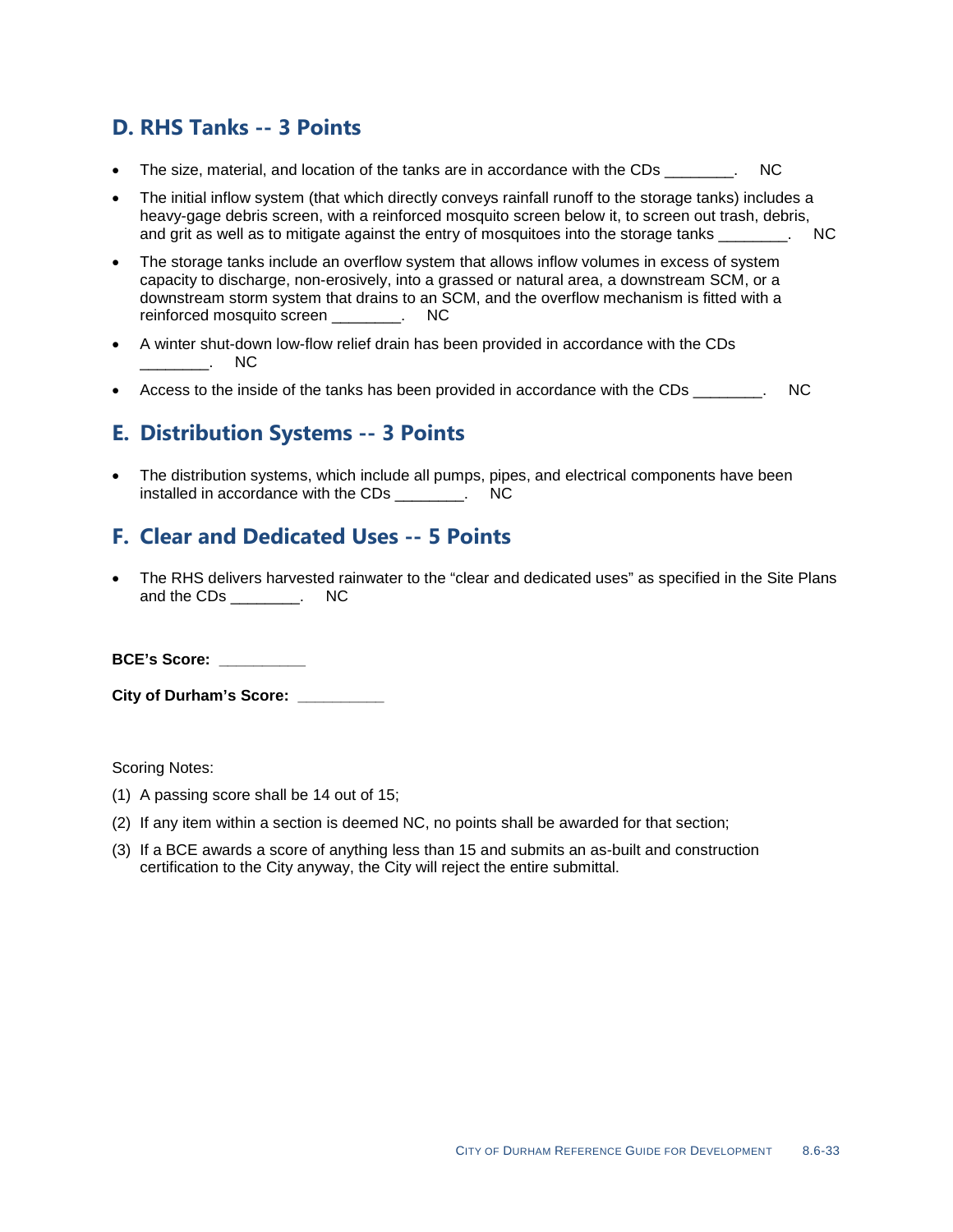## D. RHS Tanks -- 3 Points

- The size, material, and location of the tanks are in accordance with the CDs ________. NC
- The initial inflow system (that which directly conveys rainfall runoff to the storage tanks) includes a heavy-gage debris screen, with a reinforced mosquito screen below it, to screen out trash, debris, and grit as well as to mitigate against the entry of mosquitoes into the storage tanks ________. NC
- The storage tanks include an overflow system that allows inflow volumes in excess of system capacity to discharge, non-erosively, into a grassed or natural area, a downstream SCM, or a downstream storm system that drains to an SCM, and the overflow mechanism is fitted with a reinforced mosquito screen ________. NC
- A winter shut-down low-flow relief drain has been provided in accordance with the CDs ________. NC
- Access to the inside of the tanks has been provided in accordance with the CDs ________. NC

## E. Distribution Systems -- 3 Points

- The distribution systems, which include all pumps, pipes, and electrical components have been installed in accordance with the CDs ________. NC

## F. Clear and Dedicated Uses -- 5 Points

- The RHS delivers harvested rainwater to the "clear and dedicated uses" as specified in the Site Plans and the CDs ________. NC

**BCE's Score: __________**

**City of Durham's Score: __________**

Scoring Notes:

(1) A passing score shall be 14 out of 15;

(2) If any item within a section is deemed NC, no points shall be awarded for that section;

(3) If a BCE awards a score of anything less than 15 and submits an as-built and construction certification to the City anyway, the City will reject the entire submittal.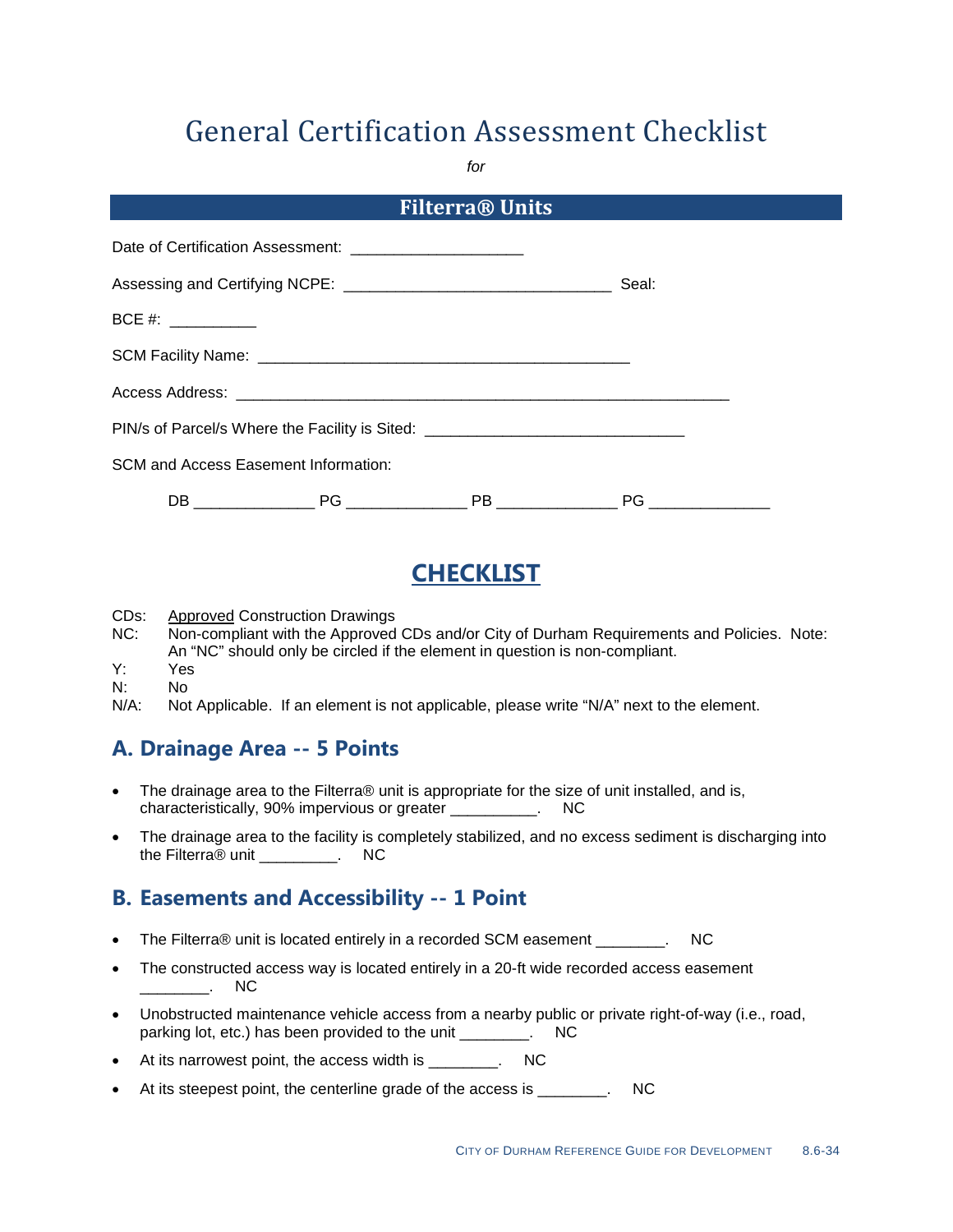# General Certification Assessment Checklist

*for*

## Filterra® Units

Date of Certification Assessment: ___________________

Assessing and Certifying NCPE: ______________________________ Seal:

BCE #: __________

SCM Facility Name: __________________________________________

Access Address: _______________________________________________________

PIN/s of Parcel/s Where the Facility is Sited: _____________________________

SCM and Access Easement Information:

DB _____________ PG _____________ PB _____________ PG _____________

## CHECKLIST

CDs: Approved Construction Drawings
NC: Non-compliant with the Approved CDs and/or City of Durham Requirements and Policies. Note: An "NC" should only be circled if the element in question is non-compliant.
Y: Yes
N: No
N/A: Not Applicable. If an element is not applicable, please write "N/A" next to the element.

### A. Drainage Area -- 5 Points

- The drainage area to the Filterra® unit is appropriate for the size of unit installed, and is, characteristically, 90% impervious or greater __________. NC
- The drainage area to the facility is completely stabilized, and no excess sediment is discharging into the Filterra® unit _________. NC

### B. Easements and Accessibility -- 1 Point

- The Filterra® unit is located entirely in a recorded SCM easement ________. NC
- The constructed access way is located entirely in a 20-ft wide recorded access easement ________. NC
- Unobstructed maintenance vehicle access from a nearby public or private right-of-way (i.e., road, parking lot, etc.) has been provided to the unit ________. NC
- At its narrowest point, the access width is ________. NC
- At its steepest point, the centerline grade of the access is ________. NC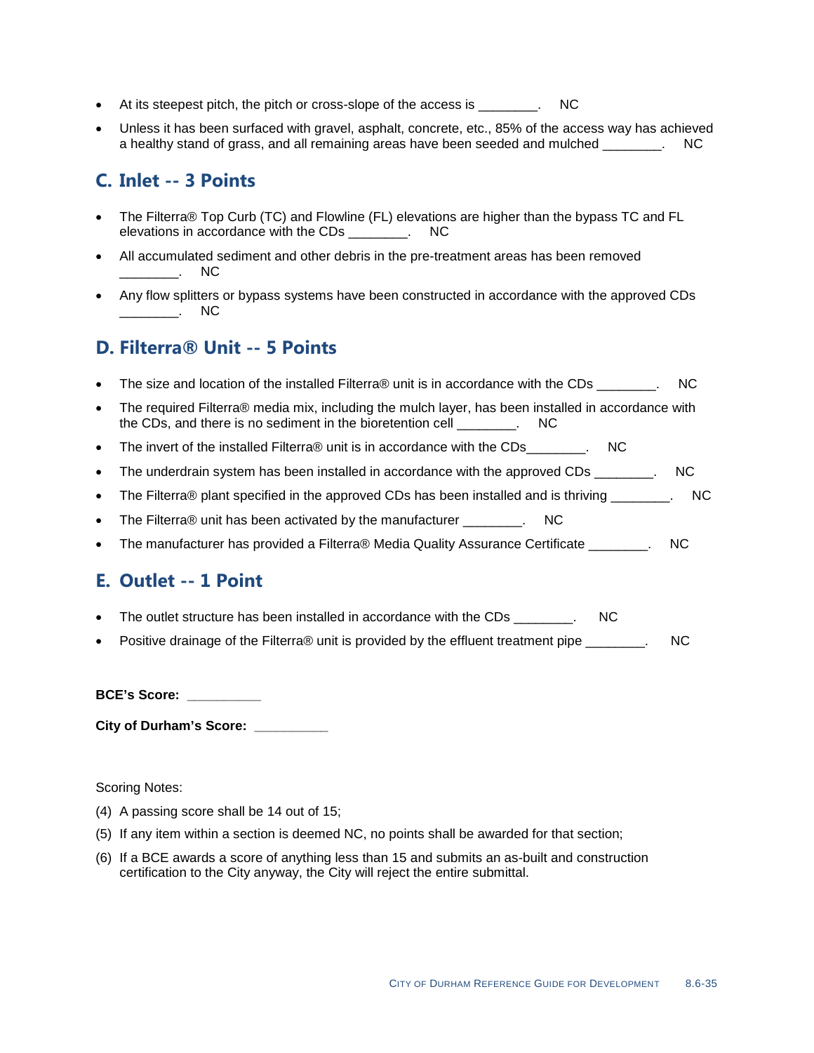- At its steepest pitch, the pitch or cross-slope of the access is ________. NC
- Unless it has been surfaced with gravel, asphalt, concrete, etc., 85% of the access way has achieved a healthy stand of grass, and all remaining areas have been seeded and mulched ________. NC

## C. Inlet -- 3 Points

- The Filterra® Top Curb (TC) and Flowline (FL) elevations are higher than the bypass TC and FL elevations in accordance with the CDs ________. NC
- All accumulated sediment and other debris in the pre-treatment areas has been removed ________. NC
- Any flow splitters or bypass systems have been constructed in accordance with the approved CDs ________. NC

## D. Filterra® Unit -- 5 Points

- The size and location of the installed Filterra® unit is in accordance with the CDs ________. NC
- The required Filterra® media mix, including the mulch layer, has been installed in accordance with the CDs, and there is no sediment in the bioretention cell ________. NC
- The invert of the installed Filterra® unit is in accordance with the CDs________. NC
- The underdrain system has been installed in accordance with the approved CDs ________. NC
- The Filterra® plant specified in the approved CDs has been installed and is thriving ________. NC
- The Filterra® unit has been activated by the manufacturer ________. NC
- The manufacturer has provided a Filterra® Media Quality Assurance Certificate ________. NC

## E. Outlet -- 1 Point

- The outlet structure has been installed in accordance with the CDs ________. NC
- Positive drainage of the Filterra® unit is provided by the effluent treatment pipe ________. NC

**BCE's Score:** __________

**City of Durham's Score:** __________

Scoring Notes:

(4) A passing score shall be 14 out of 15;

(5) If any item within a section is deemed NC, no points shall be awarded for that section;

(6) If a BCE awards a score of anything less than 15 and submits an as-built and construction certification to the City anyway, the City will reject the entire submittal.